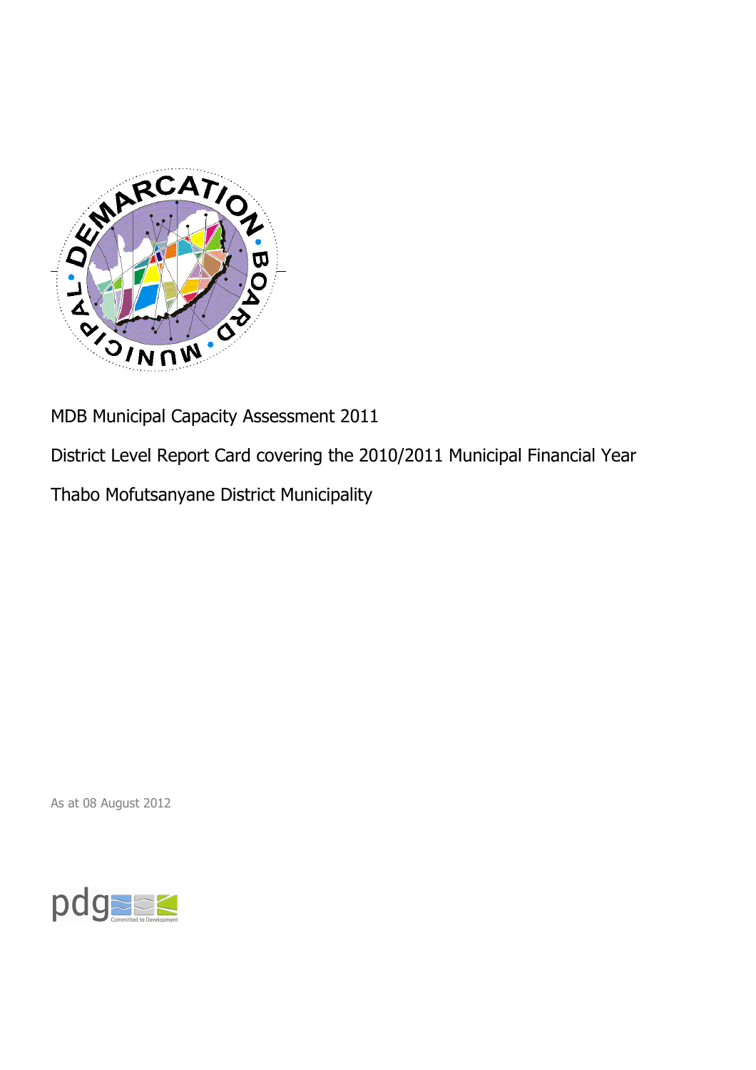MDB Municipal Capacity Assessment 2011

District Level Report Card covering the 2010/2011 Municipal Financial Year

Thabo Mofutsanyane District Municipality

As at 08 August 2012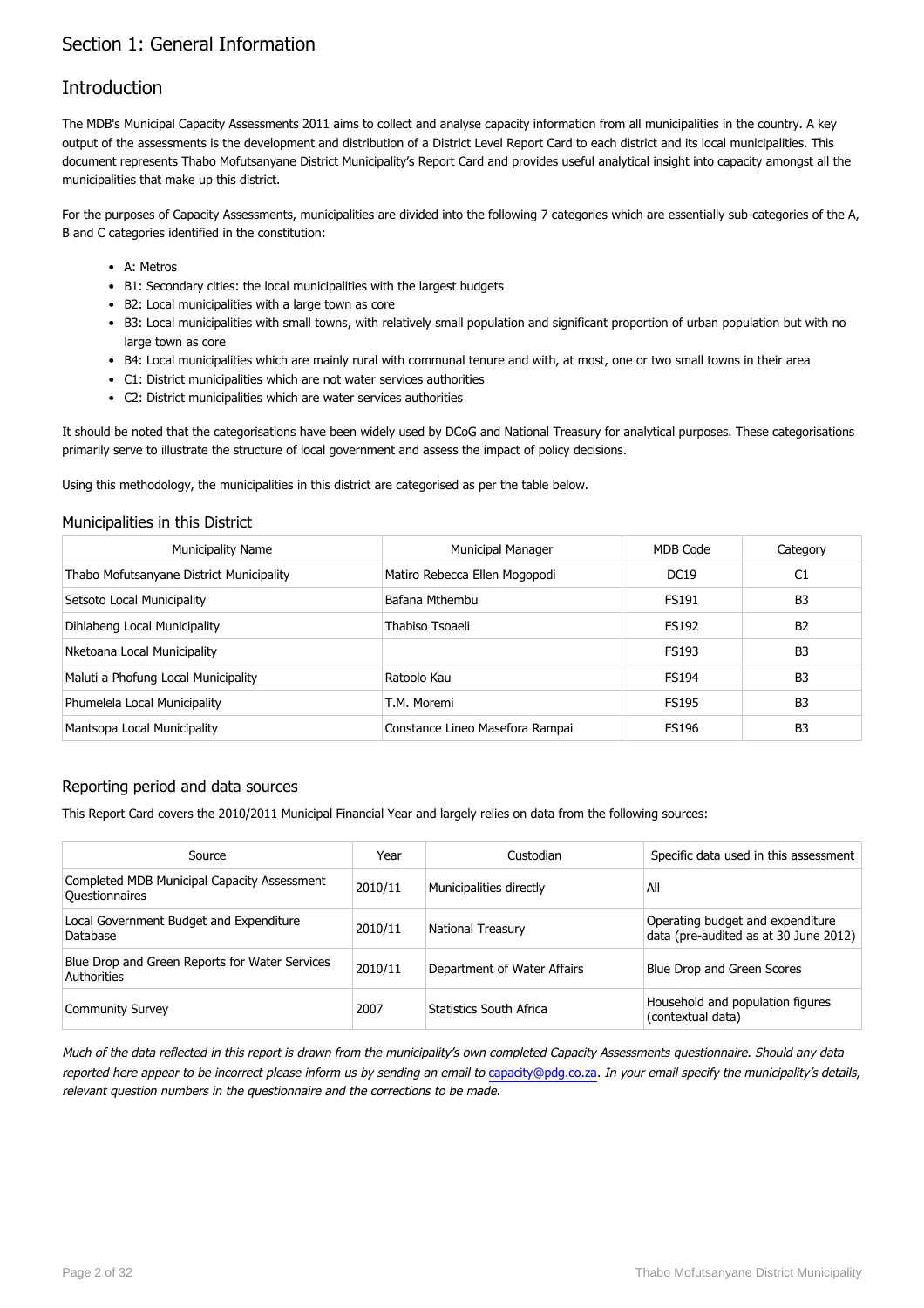# Section 1: General Information

## Introduction

The MDB's Municipal Capacity Assessments 2011 aims to collect and analyse capacity information from all municipalities in the country. A key output of the assessments is the development and distribution of a District Level Report Card to each district and its local municipalities. This document represents Thabo Mofutsanyane District Municipality's Report Card and provides useful analytical insight into capacity amongst all the municipalities that make up this district.

For the purposes of Capacity Assessments, municipalities are divided into the following 7 categories which are essentially sub-categories of the A, B and C categories identified in the constitution:

- A: Metros
- B1: Secondary cities: the local municipalities with the largest budgets
- B2: Local municipalities with a large town as core
- B3: Local municipalities with small towns, with relatively small population and significant proportion of urban population but with no large town as core
- B4: Local municipalities which are mainly rural with communal tenure and with, at most, one or two small towns in their area
- C1: District municipalities which are not water services authorities
- C2: District municipalities which are water services authorities

It should be noted that the categorisations have been widely used by DCoG and National Treasury for analytical purposes. These categorisations primarily serve to illustrate the structure of local government and assess the impact of policy decisions.

Using this methodology, the municipalities in this district are categorised as per the table below.

### Municipalities in this District

| Municipality Name | Municipal Manager | MDB Code | Category |
|---|---|---|---|
| Thabo Mofutsanyane District Municipality | Matiro Rebecca Ellen Mogopodi | DC19 | C1 |
| Setsoto Local Municipality | Bafana Mthembu | FS191 | B3 |
| Dihlabeng Local Municipality | Thabiso Tsoaeli | FS192 | B2 |
| Nketoana Local Municipality | | FS193 | B3 |
| Maluti a Phofung Local Municipality | Ratoolo Kau | FS194 | B3 |
| Phumelela Local Municipality | T.M. Moremi | FS195 | B3 |
| Mantsopa Local Municipality | Constance Lineo Masefora Rampai | FS196 | B3 |

### Reporting period and data sources

This Report Card covers the 2010/2011 Municipal Financial Year and largely relies on data from the following sources:

| Source | Year | Custodian | Specific data used in this assessment |
|---|---|---|---|
| Completed MDB Municipal Capacity Assessment Questionnaires | 2010/11 | Municipalities directly | All |
| Local Government Budget and Expenditure Database | 2010/11 | National Treasury | Operating budget and expenditure data (pre-audited as at 30 June 2012) |
| Blue Drop and Green Reports for Water Services Authorities | 2010/11 | Department of Water Affairs | Blue Drop and Green Scores |
| Community Survey | 2007 | Statistics South Africa | Household and population figures (contextual data) |

*Much of the data reflected in this report is drawn from the municipality's own completed Capacity Assessments questionnaire. Should any data reported here appear to be incorrect please inform us by sending an email to capacity@pdg.co.za. In your email specify the municipality's details, relevant question numbers in the questionnaire and the corrections to be made.*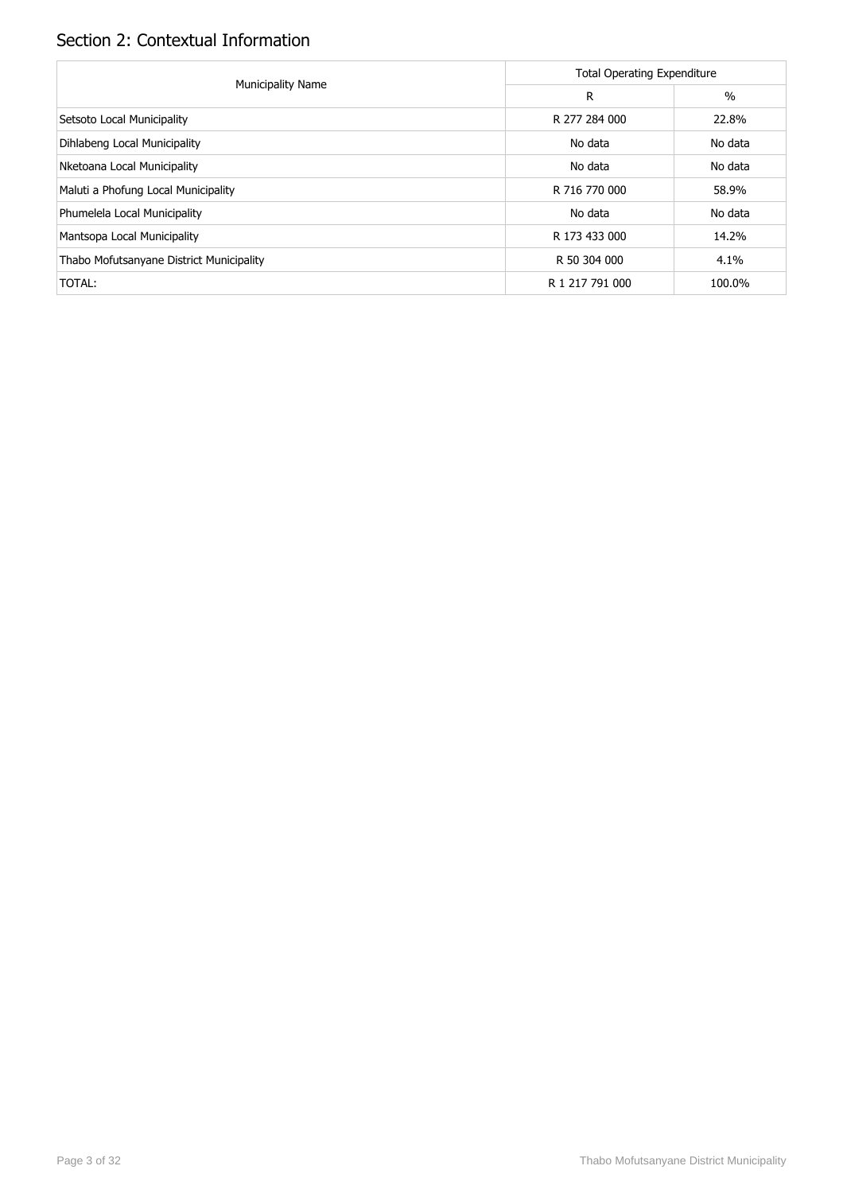## Section 2: Contextual Information

| Municipality Name | Total Operating Expenditure | |
|---|---|---|
| | R | % |
| Setsoto Local Municipality | R 277 284 000 | 22.8% |
| Dihlabeng Local Municipality | No data | No data |
| Nketoana Local Municipality | No data | No data |
| Maluti a Phofung Local Municipality | R 716 770 000 | 58.9% |
| Phumelela Local Municipality | No data | No data |
| Mantsopa Local Municipality | R 173 433 000 | 14.2% |
| Thabo Mofutsanyane District Municipality | R 50 304 000 | 4.1% |
| TOTAL: | R 1 217 791 000 | 100.0% |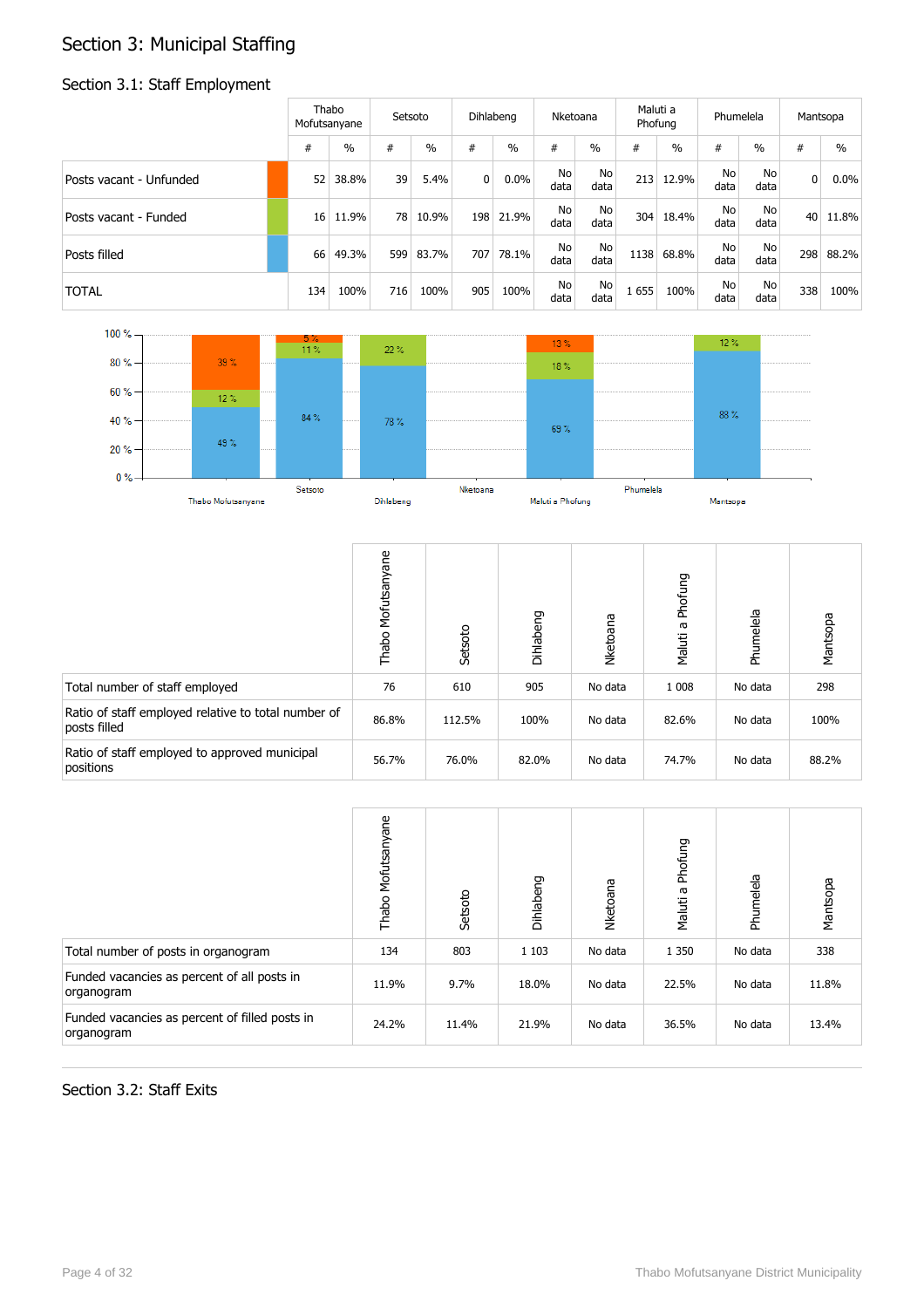# Section 3: Municipal Staffing

## Section 3.1: Staff Employment

| | Thabo Mofutsanyane | | Setsoto | | Dihlabeng | | Nketoana | | Maluti a Phofung | | Phumelela | | Mantsopa | |
|---|---|---|---|---|---|---|---|---|---|---|---|---|---|---|
| | # | % | # | % | # | % | # | % | # | % | # | % | # | % |
| Posts vacant - Unfunded | 52 | 38.8% | 39 | 5.4% | 0 | 0.0% | No data | No data | 213 | 12.9% | No data | No data | 0 | 0.0% |
| Posts vacant - Funded | 16 | 11.9% | 78 | 10.9% | 198 | 21.9% | No data | No data | 304 | 18.4% | No data | No data | 40 | 11.8% |
| Posts filled | 66 | 49.3% | 599 | 83.7% | 707 | 78.1% | No data | No data | 1138 | 68.8% | No data | No data | 298 | 88.2% |
| TOTAL | 134 | 100% | 716 | 100% | 905 | 100% | No data | No data | 1 655 | 100% | No data | No data | 338 | 100% |

| | Thabo Mofutsanyane | Setsoto | Dihlabeng | Nketoana | Maluti a Phofung | Phumelela | Mantsopa |
|---|---|---|---|---|---|---|---|
| Total number of staff employed | 76 | 610 | 905 | No data | 1 008 | No data | 298 |
| Ratio of staff employed relative to total number of posts filled | 86.8% | 112.5% | 100% | No data | 82.6% | No data | 100% |
| Ratio of staff employed to approved municipal positions | 56.7% | 76.0% | 82.0% | No data | 74.7% | No data | 88.2% |

| | Thabo Mofutsanyane | Setsoto | Dihlabeng | Nketoana | Maluti a Phofung | Phumelela | Mantsopa |
|---|---|---|---|---|---|---|---|
| Total number of posts in organogram | 134 | 803 | 1 103 | No data | 1 350 | No data | 338 |
| Funded vacancies as percent of all posts in organogram | 11.9% | 9.7% | 18.0% | No data | 22.5% | No data | 11.8% |
| Funded vacancies as percent of filled posts in organogram | 24.2% | 11.4% | 21.9% | No data | 36.5% | No data | 13.4% |

## Section 3.2: Staff Exits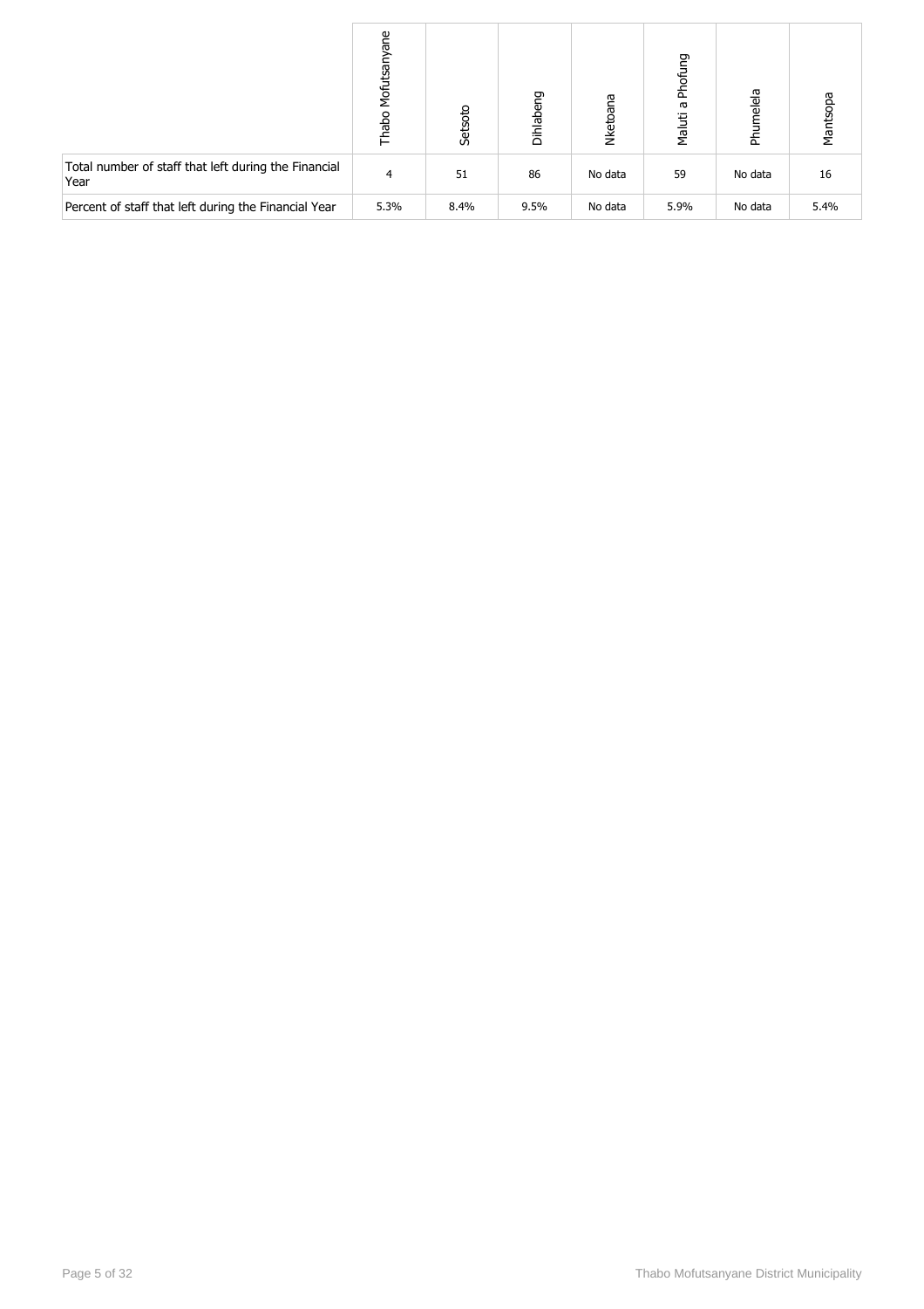| | Thabo Mofutsanyane | Setsoto | Dihlabeng | Nketoana | Maluti a Phofung | Phumelela | Mantsopa |
|---|---|---|---|---|---|---|---|
| Total number of staff that left during the Financial Year | 4 | 51 | 86 | No data | 59 | No data | 16 |
| Percent of staff that left during the Financial Year | 5.3% | 8.4% | 9.5% | No data | 5.9% | No data | 5.4% |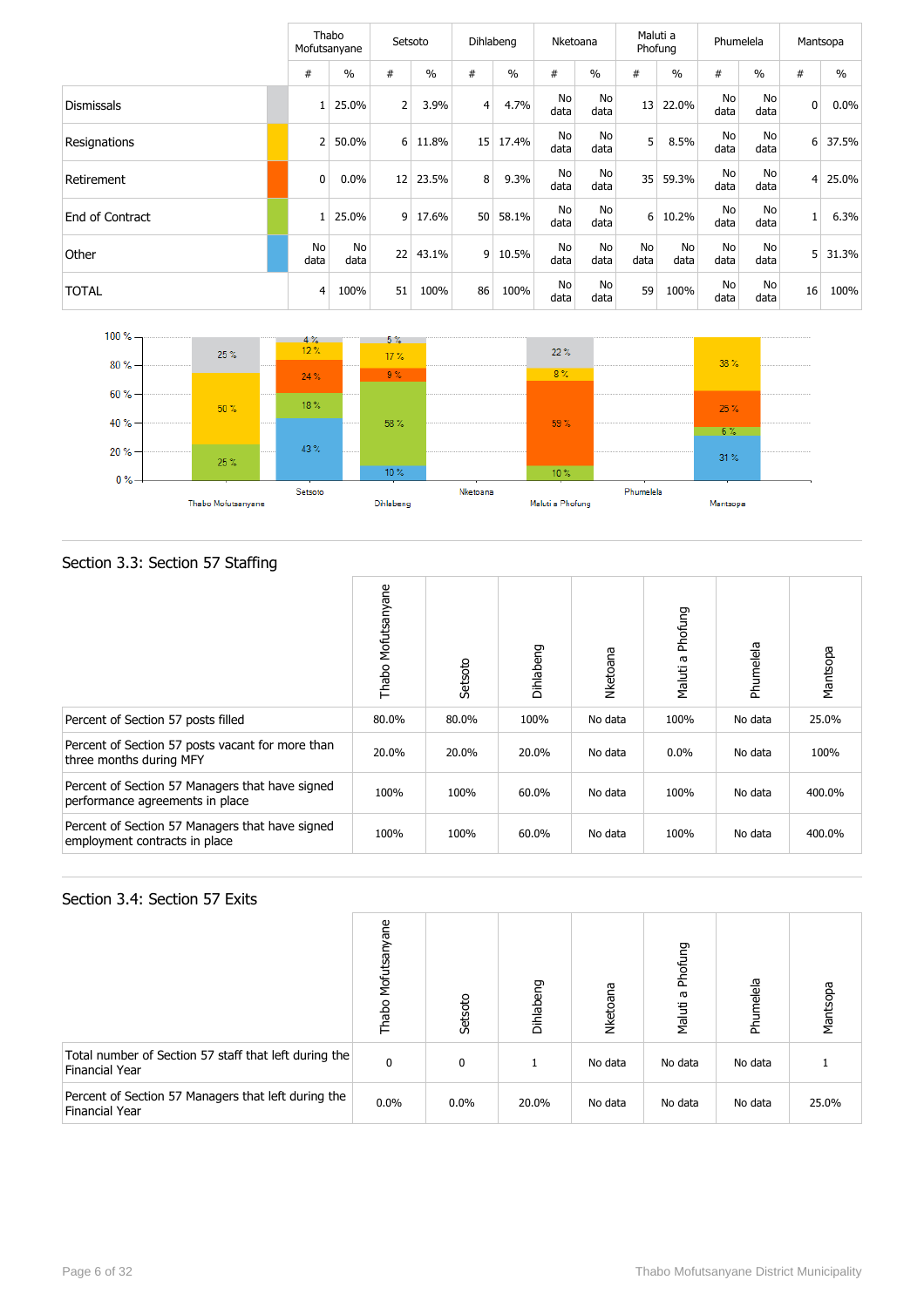| | Thabo Mofutsanyane | | Setsoto | | Dihlabeng | | Nketoana | | Maluti a Phofung | | Phumelela | | Mantsopa | |
|---|---|---|---|---|---|---|---|---|---|---|---|---|---|---|
| | # | % | # | % | # | % | # | % | # | % | # | % | # | % |
| Dismissals | 1 | 25.0% | 2 | 3.9% | 4 | 4.7% | No data | No data | 13 | 22.0% | No data | No data | 0 | 0.0% |
| Resignations | 2 | 50.0% | 6 | 11.8% | 15 | 17.4% | No data | No data | 5 | 8.5% | No data | No data | 6 | 37.5% |
| Retirement | 0 | 0.0% | 12 | 23.5% | 8 | 9.3% | No data | No data | 35 | 59.3% | No data | No data | 4 | 25.0% |
| End of Contract | 1 | 25.0% | 9 | 17.6% | 50 | 58.1% | No data | No data | 6 | 10.2% | No data | No data | 1 | 6.3% |
| Other | No data | No data | 22 | 43.1% | 9 | 10.5% | No data | No data | No data | No data | No data | No data | 5 | 31.3% |
| TOTAL | 4 | 100% | 51 | 100% | 86 | 100% | No data | No data | 59 | 100% | No data | No data | 16 | 100% |

## Section 3.3: Section 57 Staffing

| | Thabo Mofutsanyane | Setsoto | Dihlabeng | Nketoana | Maluti a Phofung | Phumelela | Mantsopa |
|---|---|---|---|---|---|---|---|
| Percent of Section 57 posts filled | 80.0% | 80.0% | 100% | No data | 100% | No data | 25.0% |
| Percent of Section 57 posts vacant for more than three months during MFY | 20.0% | 20.0% | 20.0% | No data | 0.0% | No data | 100% |
| Percent of Section 57 Managers that have signed performance agreements in place | 100% | 100% | 60.0% | No data | 100% | No data | 400.0% |
| Percent of Section 57 Managers that have signed employment contracts in place | 100% | 100% | 60.0% | No data | 100% | No data | 400.0% |

## Section 3.4: Section 57 Exits

| | Thabo Mofutsanyane | Setsoto | Dihlabeng | Nketoana | Maluti a Phofung | Phumelela | Mantsopa |
|---|---|---|---|---|---|---|---|
| Total number of Section 57 staff that left during the Financial Year | 0 | 0 | 1 | No data | No data | No data | 1 |
| Percent of Section 57 Managers that left during the Financial Year | 0.0% | 0.0% | 20.0% | No data | No data | No data | 25.0% |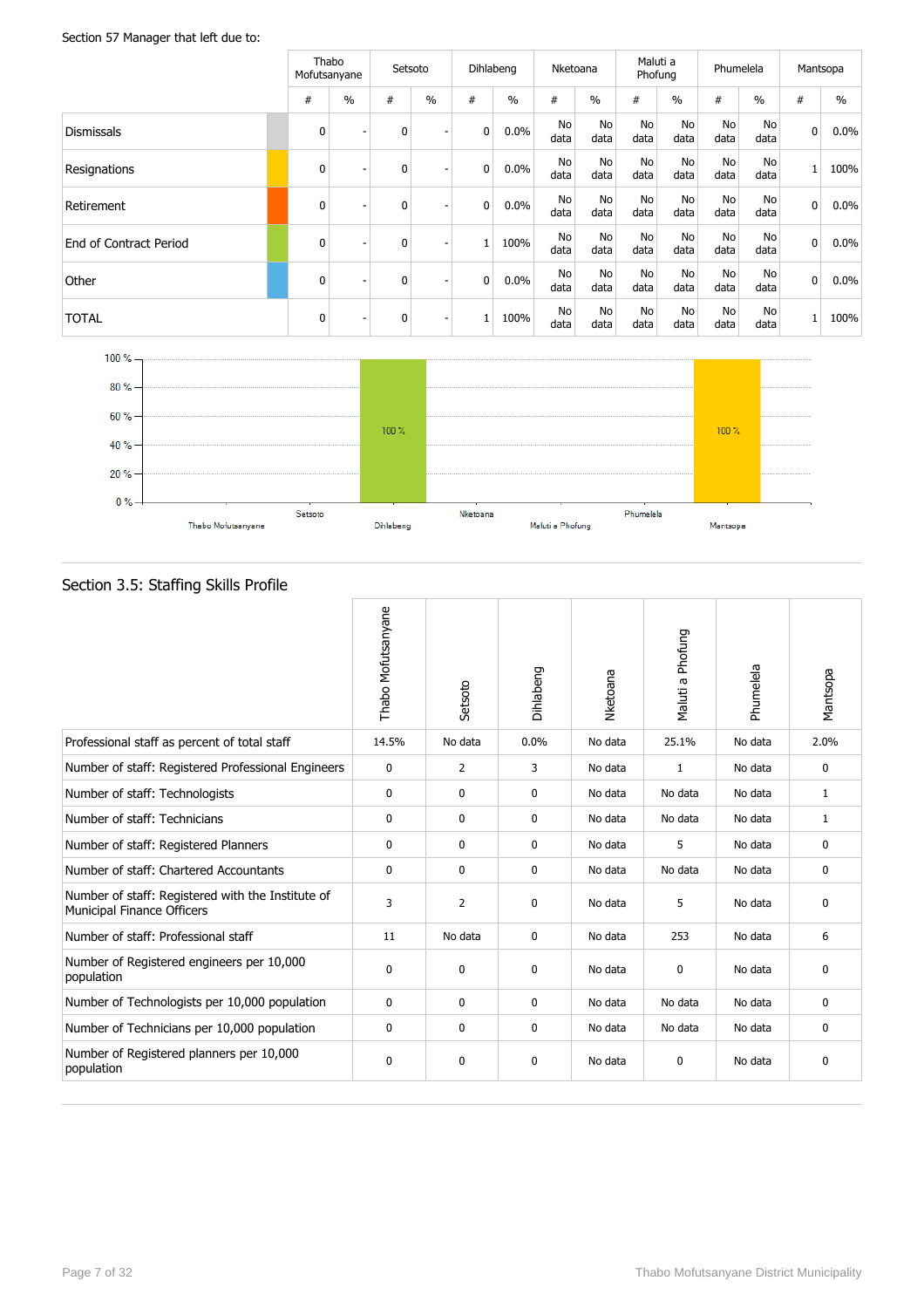Section 57 Manager that left due to:

| | Thabo Mofutsanyane | | Setsoto | | Dihlabeng | | Nketoana | | Maluti a Phofung | | Phumelela | | Mantsopa | |
|---|---|---|---|---|---|---|---|---|---|---|---|---|---|---|
| | # | % | # | % | # | % | # | % | # | % | # | % | # | % |
| Dismissals | 0 | - | 0 | - | 0 | 0.0% | No data | No data | No data | No data | No data | No data | 0 | 0.0% |
| Resignations | 0 | - | 0 | - | 0 | 0.0% | No data | No data | No data | No data | No data | No data | 1 | 100% |
| Retirement | 0 | - | 0 | - | 0 | 0.0% | No data | No data | No data | No data | No data | No data | 0 | 0.0% |
| End of Contract Period | 0 | - | 0 | - | 1 | 100% | No data | No data | No data | No data | No data | No data | 0 | 0.0% |
| Other | 0 | - | 0 | - | 0 | 0.0% | No data | No data | No data | No data | No data | No data | 0 | 0.0% |
| TOTAL | 0 | - | 0 | - | 1 | 100% | No data | No data | No data | No data | No data | No data | 1 | 100% |

## Section 3.5: Staffing Skills Profile

| | Thabo Mofutsanyane | Setsoto | Dihlabeng | Nketoana | Maluti a Phofung | Phumelela | Mantsopa |
|---|---|---|---|---|---|---|---|
| Professional staff as percent of total staff | 14.5% | No data | 0.0% | No data | 25.1% | No data | 2.0% |
| Number of staff: Registered Professional Engineers | 0 | 2 | 3 | No data | 1 | No data | 0 |
| Number of staff: Technologists | 0 | 0 | 0 | No data | No data | No data | 1 |
| Number of staff: Technicians | 0 | 0 | 0 | No data | No data | No data | 1 |
| Number of staff: Registered Planners | 0 | 0 | 0 | No data | 5 | No data | 0 |
| Number of staff: Chartered Accountants | 0 | 0 | 0 | No data | No data | No data | 0 |
| Number of staff: Registered with the Institute of Municipal Finance Officers | 3 | 2 | 0 | No data | 5 | No data | 0 |
| Number of staff: Professional staff | 11 | No data | 0 | No data | 253 | No data | 6 |
| Number of Registered engineers per 10,000 population | 0 | 0 | 0 | No data | 0 | No data | 0 |
| Number of Technologists per 10,000 population | 0 | 0 | 0 | No data | No data | No data | 0 |
| Number of Technicians per 10,000 population | 0 | 0 | 0 | No data | No data | No data | 0 |
| Number of Registered planners per 10,000 population | 0 | 0 | 0 | No data | 0 | No data | 0 |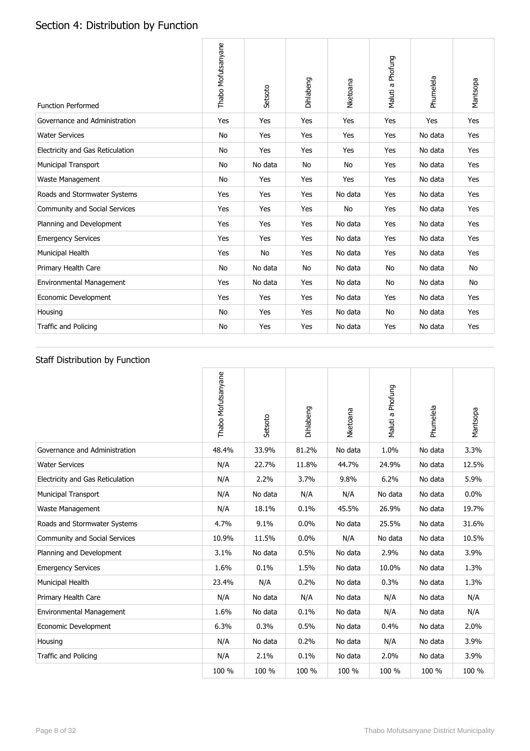## Section 4: Distribution by Function

| Function Performed | Thabo Mofutsanyane | Setsoto | Dihlabeng | Nketoana | Maluti a Phofung | Phumelela | Mantsopa |
|---|---|---|---|---|---|---|---|
| Governance and Administration | Yes | Yes | Yes | Yes | Yes | Yes | Yes |
| Water Services | No | Yes | Yes | Yes | Yes | No data | Yes |
| Electricity and Gas Reticulation | No | Yes | Yes | Yes | Yes | No data | Yes |
| Municipal Transport | No | No data | No | No | Yes | No data | Yes |
| Waste Management | No | Yes | Yes | Yes | Yes | No data | Yes |
| Roads and Stormwater Systems | Yes | Yes | Yes | No data | Yes | No data | Yes |
| Community and Social Services | Yes | Yes | Yes | No | Yes | No data | Yes |
| Planning and Development | Yes | Yes | Yes | No data | Yes | No data | Yes |
| Emergency Services | Yes | Yes | Yes | No data | Yes | No data | Yes |
| Municipal Health | Yes | No | Yes | No data | Yes | No data | Yes |
| Primary Health Care | No | No data | No | No data | No | No data | No |
| Environmental Management | Yes | No data | Yes | No data | No | No data | No |
| Economic Development | Yes | Yes | Yes | No data | Yes | No data | Yes |
| Housing | No | Yes | Yes | No data | No | No data | Yes |
| Traffic and Policing | No | Yes | Yes | No data | Yes | No data | Yes |

## Staff Distribution by Function

| | Thabo Mofutsanyane | Setsoto | Dihlabeng | Nketoana | Maluti a Phofung | Phumelela | Mantsopa |
|---|---|---|---|---|---|---|---|
| Governance and Administration | 48.4% | 33.9% | 81.2% | No data | 1.0% | No data | 3.3% |
| Water Services | N/A | 22.7% | 11.8% | 44.7% | 24.9% | No data | 12.5% |
| Electricity and Gas Reticulation | N/A | 2.2% | 3.7% | 9.8% | 6.2% | No data | 5.9% |
| Municipal Transport | N/A | No data | N/A | N/A | No data | No data | 0.0% |
| Waste Management | N/A | 18.1% | 0.1% | 45.5% | 26.9% | No data | 19.7% |
| Roads and Stormwater Systems | 4.7% | 9.1% | 0.0% | No data | 25.5% | No data | 31.6% |
| Community and Social Services | 10.9% | 11.5% | 0.0% | N/A | No data | No data | 10.5% |
| Planning and Development | 3.1% | No data | 0.5% | No data | 2.9% | No data | 3.9% |
| Emergency Services | 1.6% | 0.1% | 1.5% | No data | 10.0% | No data | 1.3% |
| Municipal Health | 23.4% | N/A | 0.2% | No data | 0.3% | No data | 1.3% |
| Primary Health Care | N/A | No data | N/A | No data | N/A | No data | N/A |
| Environmental Management | 1.6% | No data | 0.1% | No data | N/A | No data | N/A |
| Economic Development | 6.3% | 0.3% | 0.5% | No data | 0.4% | No data | 2.0% |
| Housing | N/A | No data | 0.2% | No data | N/A | No data | 3.9% |
| Traffic and Policing | N/A | 2.1% | 0.1% | No data | 2.0% | No data | 3.9% |
| | 100 % | 100 % | 100 % | 100 % | 100 % | 100 % | 100 % |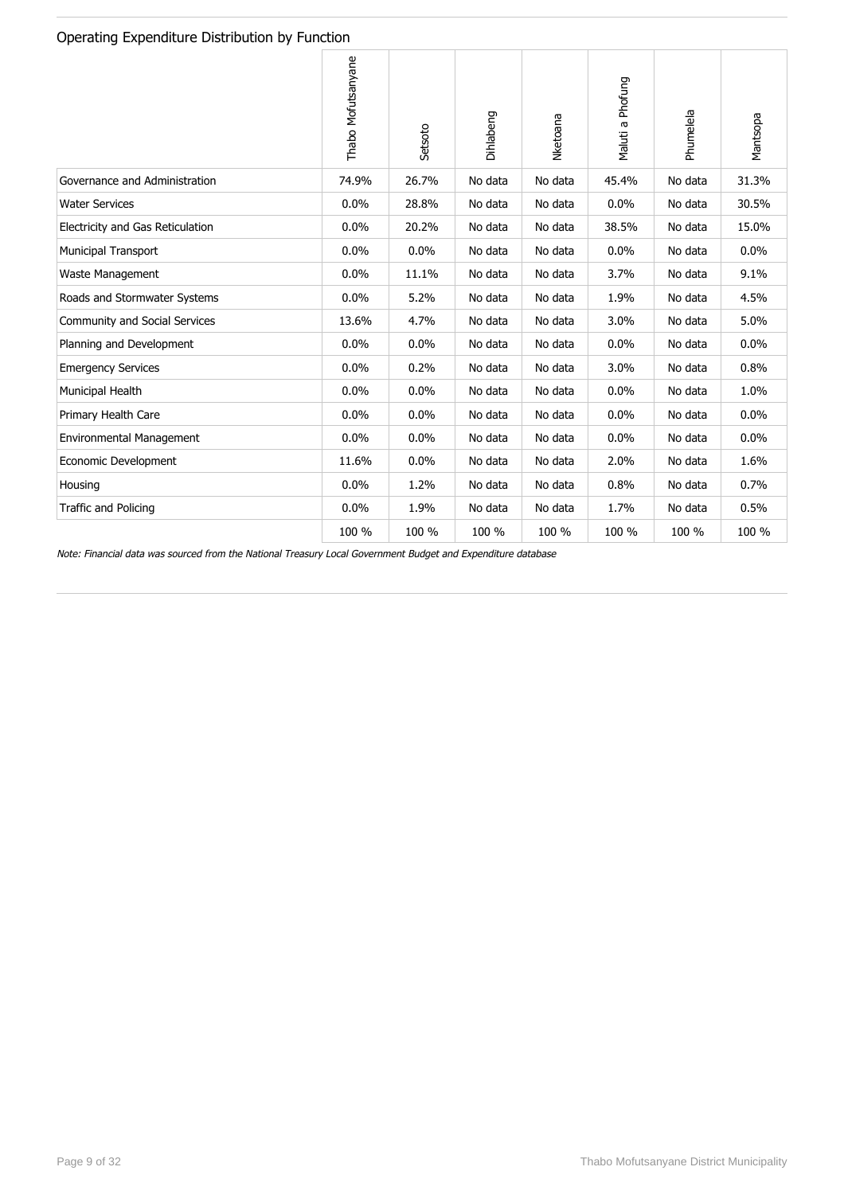## Operating Expenditure Distribution by Function

| | Thabo Mofutsanyane | Setsoto | Dihlabeng | Nketoana | Maluti a Phofung | Phumelela | Mantsopa |
|---|---|---|---|---|---|---|---|
| Governance and Administration | 74.9% | 26.7% | No data | No data | 45.4% | No data | 31.3% |
| Water Services | 0.0% | 28.8% | No data | No data | 0.0% | No data | 30.5% |
| Electricity and Gas Reticulation | 0.0% | 20.2% | No data | No data | 38.5% | No data | 15.0% |
| Municipal Transport | 0.0% | 0.0% | No data | No data | 0.0% | No data | 0.0% |
| Waste Management | 0.0% | 11.1% | No data | No data | 3.7% | No data | 9.1% |
| Roads and Stormwater Systems | 0.0% | 5.2% | No data | No data | 1.9% | No data | 4.5% |
| Community and Social Services | 13.6% | 4.7% | No data | No data | 3.0% | No data | 5.0% |
| Planning and Development | 0.0% | 0.0% | No data | No data | 0.0% | No data | 0.0% |
| Emergency Services | 0.0% | 0.2% | No data | No data | 3.0% | No data | 0.8% |
| Municipal Health | 0.0% | 0.0% | No data | No data | 0.0% | No data | 1.0% |
| Primary Health Care | 0.0% | 0.0% | No data | No data | 0.0% | No data | 0.0% |
| Environmental Management | 0.0% | 0.0% | No data | No data | 0.0% | No data | 0.0% |
| Economic Development | 11.6% | 0.0% | No data | No data | 2.0% | No data | 1.6% |
| Housing | 0.0% | 1.2% | No data | No data | 0.8% | No data | 0.7% |
| Traffic and Policing | 0.0% | 1.9% | No data | No data | 1.7% | No data | 0.5% |
| | 100 % | 100 % | 100 % | 100 % | 100 % | 100 % | 100 % |

*Note: Financial data was sourced from the National Treasury Local Government Budget and Expenditure database*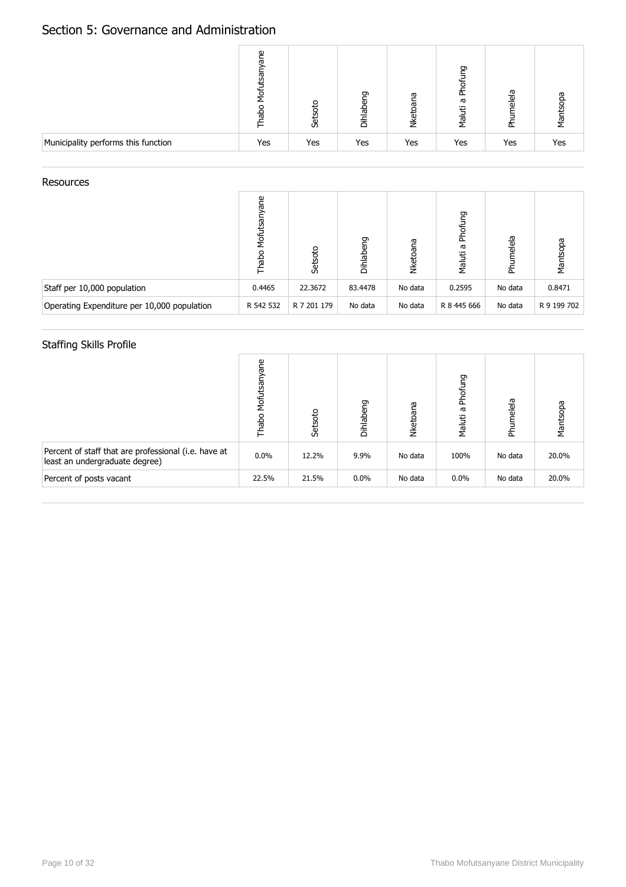## Section 5: Governance and Administration

| | Thabo Mofutsanyane | Setsoto | Dihlabeng | Nketoana | Maluti a Phofung | Phumelela | Mantsopa |
|---|---|---|---|---|---|---|---|
| Municipality performs this function | Yes | Yes | Yes | Yes | Yes | Yes | Yes |

### Resources

| | Thabo Mofutsanyane | Setsoto | Dihlabeng | Nketoana | Maluti a Phofung | Phumelela | Mantsopa |
|---|---|---|---|---|---|---|---|
| Staff per 10,000 population | 0.4465 | 22.3672 | 83.4478 | No data | 0.2595 | No data | 0.8471 |
| Operating Expenditure per 10,000 population | R 542 532 | R 7 201 179 | No data | No data | R 8 445 666 | No data | R 9 199 702 |

### Staffing Skills Profile

| | Thabo Mofutsanyane | Setsoto | Dihlabeng | Nketoana | Maluti a Phofung | Phumelela | Mantsopa |
|---|---|---|---|---|---|---|---|
| Percent of staff that are professional (i.e. have at least an undergraduate degree) | 0.0% | 12.2% | 9.9% | No data | 100% | No data | 20.0% |
| Percent of posts vacant | 22.5% | 21.5% | 0.0% | No data | 0.0% | No data | 20.0% |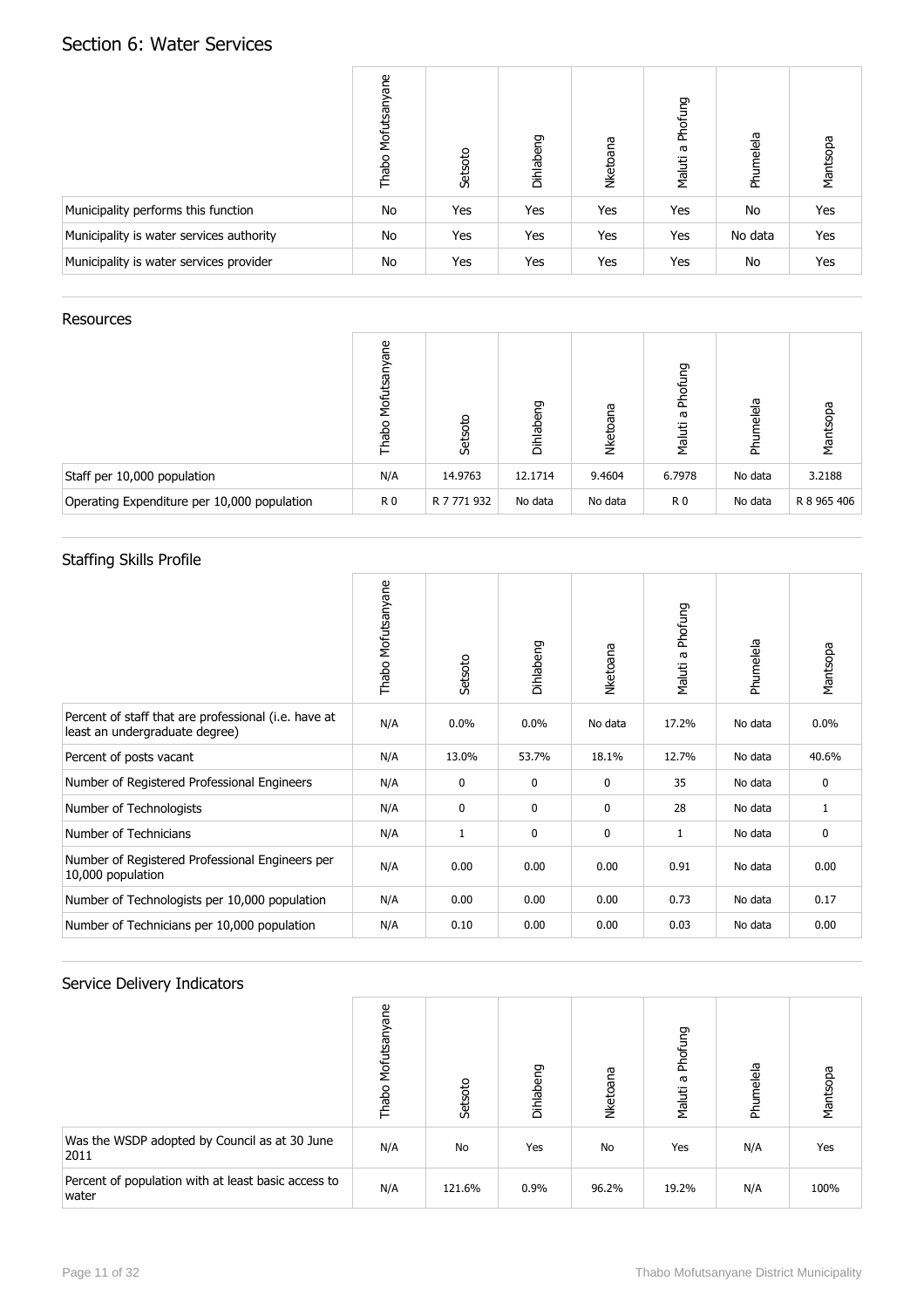# Section 6: Water Services

| | Thabo Mofutsanyane | Setsoto | Dihlabeng | Nketoana | Maluti a Phofung | Phumelela | Mantsopa |
|---|---|---|---|---|---|---|---|
| Municipality performs this function | No | Yes | Yes | Yes | Yes | No | Yes |
| Municipality is water services authority | No | Yes | Yes | Yes | Yes | No data | Yes |
| Municipality is water services provider | No | Yes | Yes | Yes | Yes | No | Yes |

## Resources

| | Thabo Mofutsanyane | Setsoto | Dihlabeng | Nketoana | Maluti a Phofung | Phumelela | Mantsopa |
|---|---|---|---|---|---|---|---|
| Staff per 10,000 population | N/A | 14.9763 | 12.1714 | 9.4604 | 6.7978 | No data | 3.2188 |
| Operating Expenditure per 10,000 population | R 0 | R 7 771 932 | No data | No data | R 0 | No data | R 8 965 406 |

## Staffing Skills Profile

| | Thabo Mofutsanyane | Setsoto | Dihlabeng | Nketoana | Maluti a Phofung | Phumelela | Mantsopa |
|---|---|---|---|---|---|---|---|
| Percent of staff that are professional (i.e. have at least an undergraduate degree) | N/A | 0.0% | 0.0% | No data | 17.2% | No data | 0.0% |
| Percent of posts vacant | N/A | 13.0% | 53.7% | 18.1% | 12.7% | No data | 40.6% |
| Number of Registered Professional Engineers | N/A | 0 | 0 | 0 | 35 | No data | 0 |
| Number of Technologists | N/A | 0 | 0 | 0 | 28 | No data | 1 |
| Number of Technicians | N/A | 1 | 0 | 0 | 1 | No data | 0 |
| Number of Registered Professional Engineers per 10,000 population | N/A | 0.00 | 0.00 | 0.00 | 0.91 | No data | 0.00 |
| Number of Technologists per 10,000 population | N/A | 0.00 | 0.00 | 0.00 | 0.73 | No data | 0.17 |
| Number of Technicians per 10,000 population | N/A | 0.10 | 0.00 | 0.00 | 0.03 | No data | 0.00 |

## Service Delivery Indicators

| | Thabo Mofutsanyane | Setsoto | Dihlabeng | Nketoana | Maluti a Phofung | Phumelela | Mantsopa |
|---|---|---|---|---|---|---|---|
| Was the WSDP adopted by Council as at 30 June 2011 | N/A | No | Yes | No | Yes | N/A | Yes |
| Percent of population with at least basic access to water | N/A | 121.6% | 0.9% | 96.2% | 19.2% | N/A | 100% |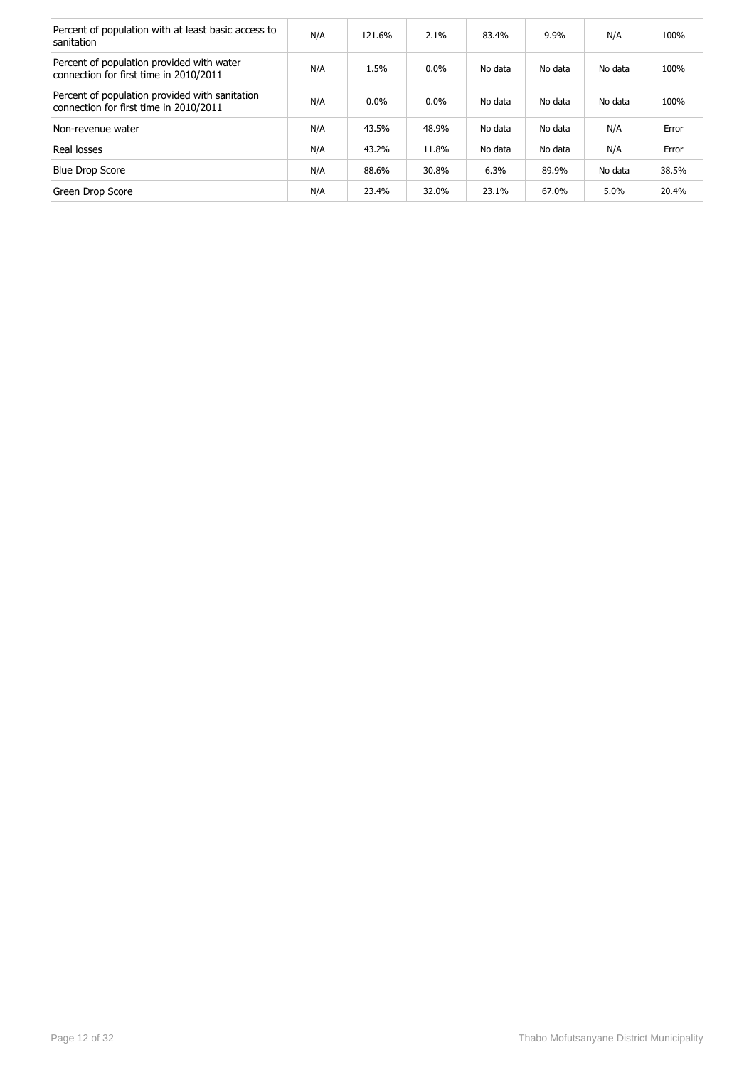| | | | | | | | |
|---|---|---|---|---|---|---|---|
| Percent of population with at least basic access to sanitation | N/A | 121.6% | 2.1% | 83.4% | 9.9% | N/A | 100% |
| Percent of population provided with water connection for first time in 2010/2011 | N/A | 1.5% | 0.0% | No data | No data | No data | 100% |
| Percent of population provided with sanitation connection for first time in 2010/2011 | N/A | 0.0% | 0.0% | No data | No data | No data | 100% |
| Non-revenue water | N/A | 43.5% | 48.9% | No data | No data | N/A | Error |
| Real losses | N/A | 43.2% | 11.8% | No data | No data | N/A | Error |
| Blue Drop Score | N/A | 88.6% | 30.8% | 6.3% | 89.9% | No data | 38.5% |
| Green Drop Score | N/A | 23.4% | 32.0% | 23.1% | 67.0% | 5.0% | 20.4% |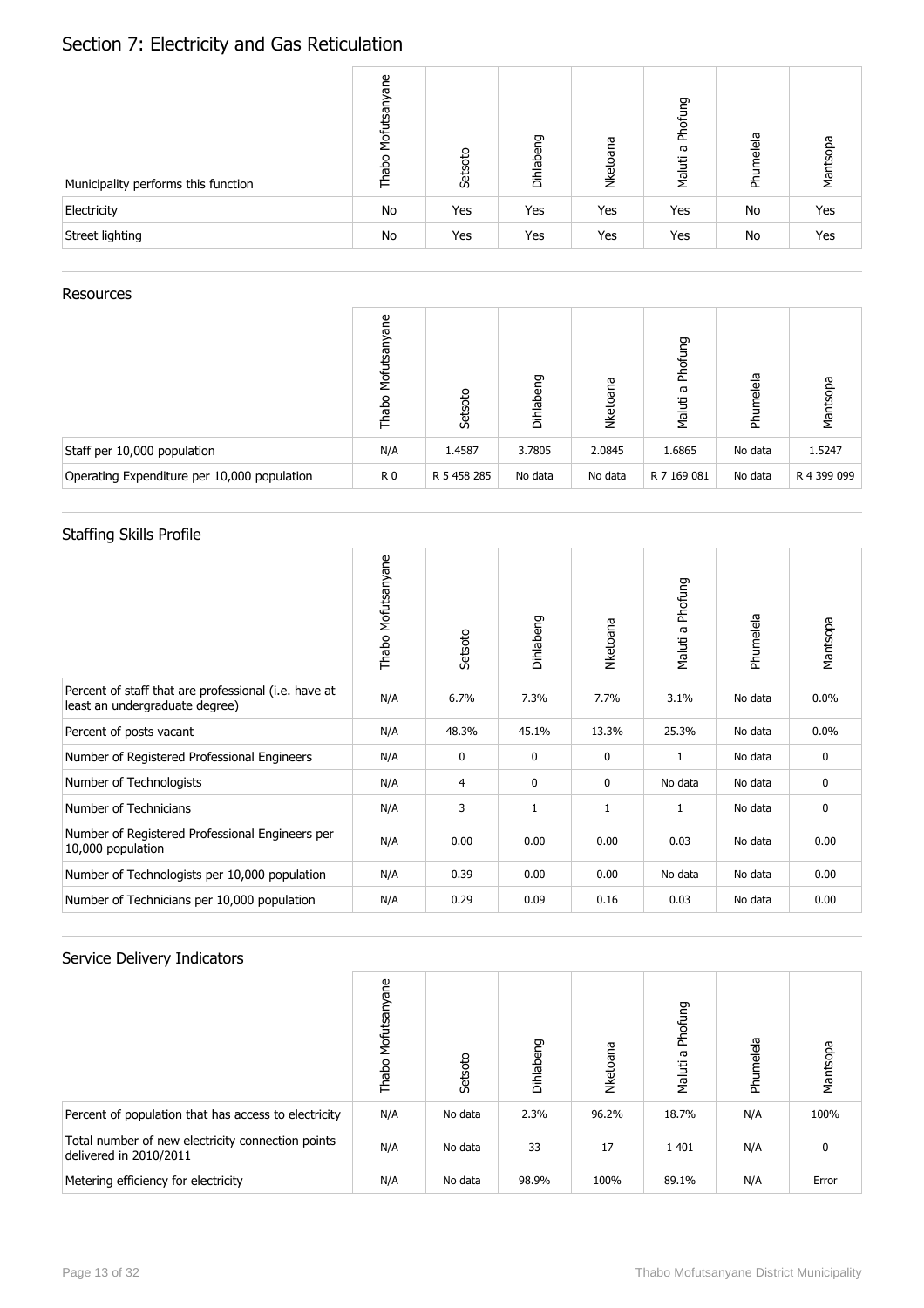# Section 7: Electricity and Gas Reticulation

| Municipality performs this function | Thabo Mofutsanyane | Setsoto | Dihlabeng | Nketoana | Maluti a Phofung | Phumelela | Mantsopa |
|---|---|---|---|---|---|---|---|
| Electricity | No | Yes | Yes | Yes | Yes | No | Yes |
| Street lighting | No | Yes | Yes | Yes | Yes | No | Yes |

## Resources

| | Thabo Mofutsanyane | Setsoto | Dihlabeng | Nketoana | Maluti a Phofung | Phumelela | Mantsopa |
|---|---|---|---|---|---|---|---|
| Staff per 10,000 population | N/A | 1.4587 | 3.7805 | 2.0845 | 1.6865 | No data | 1.5247 |
| Operating Expenditure per 10,000 population | R 0 | R 5 458 285 | No data | No data | R 7 169 081 | No data | R 4 399 099 |

## Staffing Skills Profile

| | Thabo Mofutsanyane | Setsoto | Dihlabeng | Nketoana | Maluti a Phofung | Phumelela | Mantsopa |
|---|---|---|---|---|---|---|---|
| Percent of staff that are professional (i.e. have at least an undergraduate degree) | N/A | 6.7% | 7.3% | 7.7% | 3.1% | No data | 0.0% |
| Percent of posts vacant | N/A | 48.3% | 45.1% | 13.3% | 25.3% | No data | 0.0% |
| Number of Registered Professional Engineers | N/A | 0 | 0 | 0 | 1 | No data | 0 |
| Number of Technologists | N/A | 4 | 0 | 0 | No data | No data | 0 |
| Number of Technicians | N/A | 3 | 1 | 1 | 1 | No data | 0 |
| Number of Registered Professional Engineers per 10,000 population | N/A | 0.00 | 0.00 | 0.00 | 0.03 | No data | 0.00 |
| Number of Technologists per 10,000 population | N/A | 0.39 | 0.00 | 0.00 | No data | No data | 0.00 |
| Number of Technicians per 10,000 population | N/A | 0.29 | 0.09 | 0.16 | 0.03 | No data | 0.00 |

## Service Delivery Indicators

| | Thabo Mofutsanyane | Setsoto | Dihlabeng | Nketoana | Maluti a Phofung | Phumelela | Mantsopa |
|---|---|---|---|---|---|---|---|
| Percent of population that has access to electricity | N/A | No data | 2.3% | 96.2% | 18.7% | N/A | 100% |
| Total number of new electricity connection points delivered in 2010/2011 | N/A | No data | 33 | 17 | 1 401 | N/A | 0 |
| Metering efficiency for electricity | N/A | No data | 98.9% | 100% | 89.1% | N/A | Error |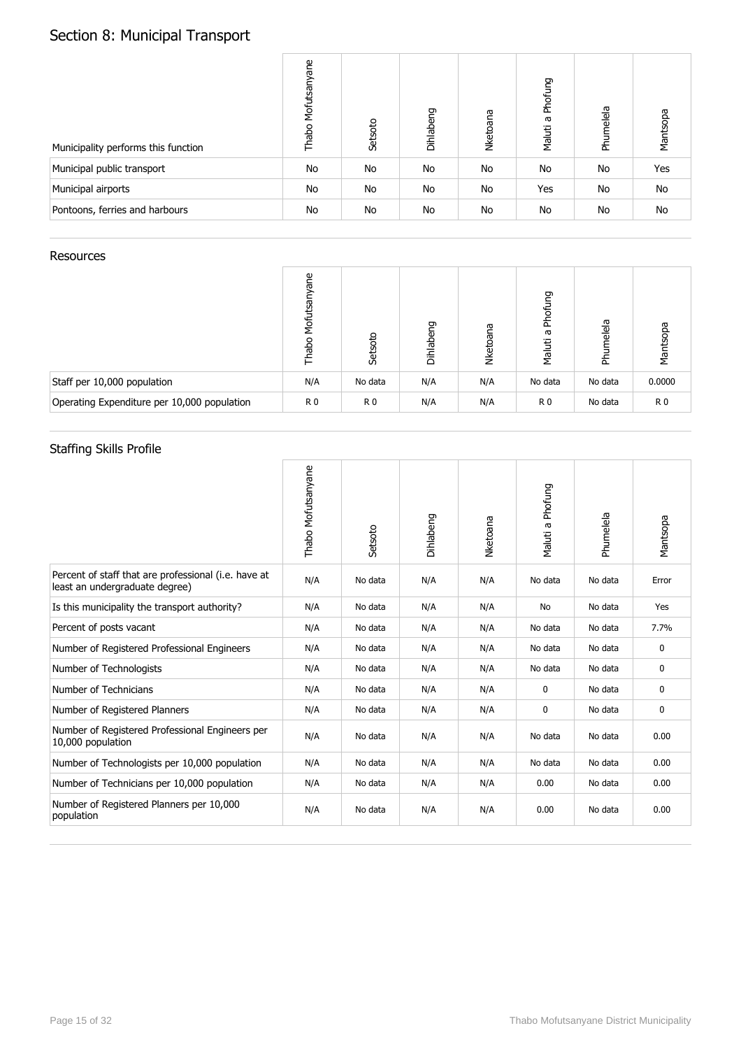## Section 8: Municipal Transport

| Municipality performs this function | Thabo Mofutsanyane | Setsoto | Dihlabeng | Nketoana | Maluti a Phofung | Phumelela | Mantsopa |
|---|---|---|---|---|---|---|---|
| Municipal public transport | No | No | No | No | No | No | Yes |
| Municipal airports | No | No | No | No | Yes | No | No |
| Pontoons, ferries and harbours | No | No | No | No | No | No | No |

### Resources

| | Thabo Mofutsanyane | Setsoto | Dihlabeng | Nketoana | Maluti a Phofung | Phumelela | Mantsopa |
|---|---|---|---|---|---|---|---|
| Staff per 10,000 population | N/A | No data | N/A | N/A | No data | No data | 0.0000 |
| Operating Expenditure per 10,000 population | R 0 | R 0 | N/A | N/A | R 0 | No data | R 0 |

### Staffing Skills Profile

| | Thabo Mofutsanyane | Setsoto | Dihlabeng | Nketoana | Maluti a Phofung | Phumelela | Mantsopa |
|---|---|---|---|---|---|---|---|
| Percent of staff that are professional (i.e. have at least an undergraduate degree) | N/A | No data | N/A | N/A | No data | No data | Error |
| Is this municipality the transport authority? | N/A | No data | N/A | N/A | No | No data | Yes |
| Percent of posts vacant | N/A | No data | N/A | N/A | No data | No data | 7.7% |
| Number of Registered Professional Engineers | N/A | No data | N/A | N/A | No data | No data | 0 |
| Number of Technologists | N/A | No data | N/A | N/A | No data | No data | 0 |
| Number of Technicians | N/A | No data | N/A | N/A | 0 | No data | 0 |
| Number of Registered Planners | N/A | No data | N/A | N/A | 0 | No data | 0 |
| Number of Registered Professional Engineers per 10,000 population | N/A | No data | N/A | N/A | No data | No data | 0.00 |
| Number of Technologists per 10,000 population | N/A | No data | N/A | N/A | No data | No data | 0.00 |
| Number of Technicians per 10,000 population | N/A | No data | N/A | N/A | 0.00 | No data | 0.00 |
| Number of Registered Planners per 10,000 population | N/A | No data | N/A | N/A | 0.00 | No data | 0.00 |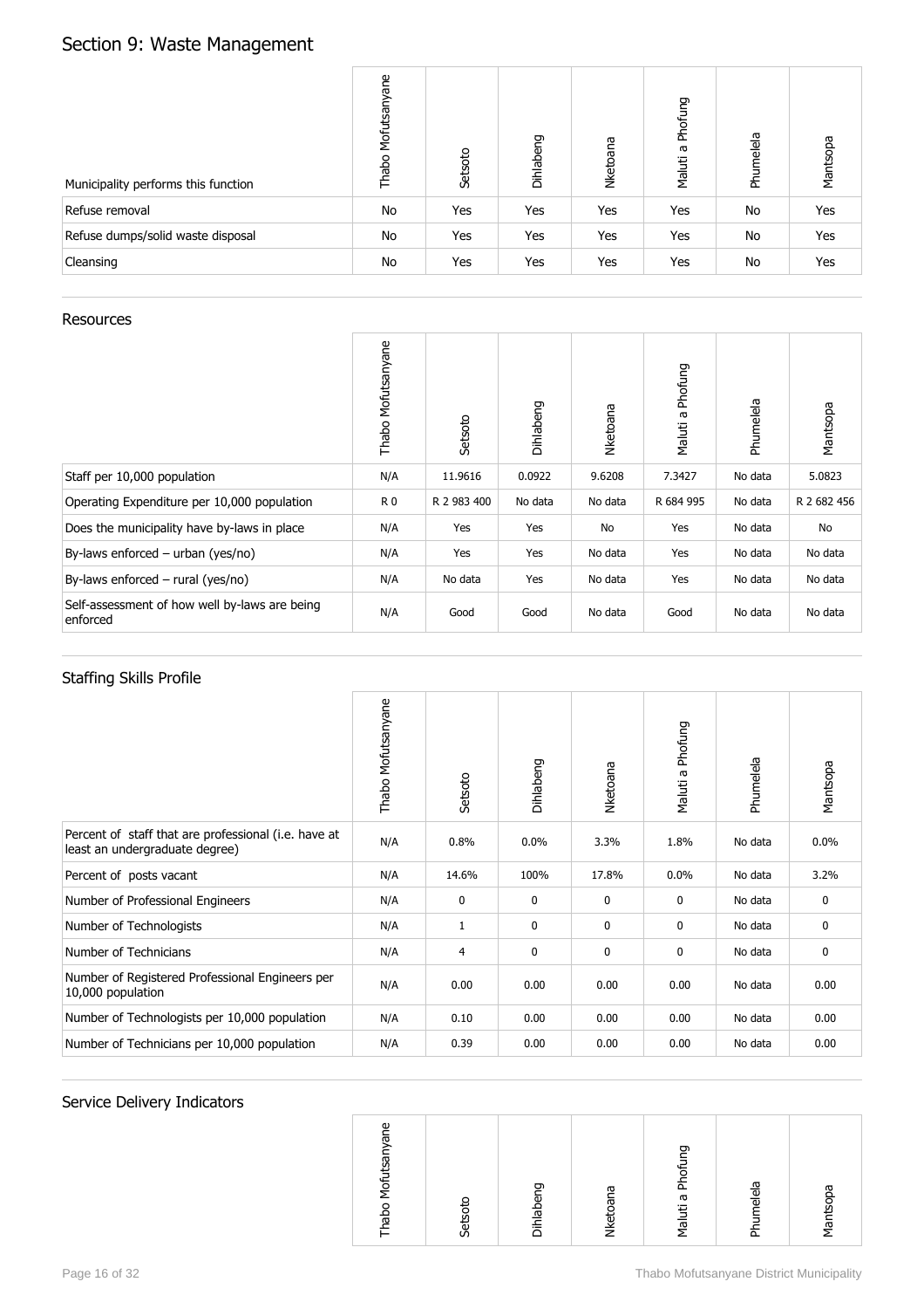## Section 9: Waste Management

| Municipality performs this function | Thabo Mofutsanyane | Setsoto | Dihlabeng | Nketoana | Maluti a Phofung | Phumelela | Mantsopa |
|---|---|---|---|---|---|---|---|
| Refuse removal | No | Yes | Yes | Yes | Yes | No | Yes |
| Refuse dumps/solid waste disposal | No | Yes | Yes | Yes | Yes | No | Yes |
| Cleansing | No | Yes | Yes | Yes | Yes | No | Yes |

### Resources

| | Thabo Mofutsanyane | Setsoto | Dihlabeng | Nketoana | Maluti a Phofung | Phumelela | Mantsopa |
|---|---|---|---|---|---|---|---|
| Staff per 10,000 population | N/A | 11.9616 | 0.0922 | 9.6208 | 7.3427 | No data | 5.0823 |
| Operating Expenditure per 10,000 population | R 0 | R 2 983 400 | No data | No data | R 684 995 | No data | R 2 682 456 |
| Does the municipality have by-laws in place | N/A | Yes | Yes | No | Yes | No data | No |
| By-laws enforced – urban (yes/no) | N/A | Yes | Yes | No data | Yes | No data | No data |
| By-laws enforced – rural (yes/no) | N/A | No data | Yes | No data | Yes | No data | No data |
| Self-assessment of how well by-laws are being enforced | N/A | Good | Good | No data | Good | No data | No data |

### Staffing Skills Profile

| | Thabo Mofutsanyane | Setsoto | Dihlabeng | Nketoana | Maluti a Phofung | Phumelela | Mantsopa |
|---|---|---|---|---|---|---|---|
| Percent of staff that are professional (i.e. have at least an undergraduate degree) | N/A | 0.8% | 0.0% | 3.3% | 1.8% | No data | 0.0% |
| Percent of posts vacant | N/A | 14.6% | 100% | 17.8% | 0.0% | No data | 3.2% |
| Number of Professional Engineers | N/A | 0 | 0 | 0 | 0 | No data | 0 |
| Number of Technologists | N/A | 1 | 0 | 0 | 0 | No data | 0 |
| Number of Technicians | N/A | 4 | 0 | 0 | 0 | No data | 0 |
| Number of Registered Professional Engineers per 10,000 population | N/A | 0.00 | 0.00 | 0.00 | 0.00 | No data | 0.00 |
| Number of Technologists per 10,000 population | N/A | 0.10 | 0.00 | 0.00 | 0.00 | No data | 0.00 |
| Number of Technicians per 10,000 population | N/A | 0.39 | 0.00 | 0.00 | 0.00 | No data | 0.00 |

### Service Delivery Indicators

| | Thabo Mofutsanyane | Setsoto | Dihlabeng | Nketoana | Maluti a Phofung | Phumelela | Mantsopa |
|---|---|---|---|---|---|---|---|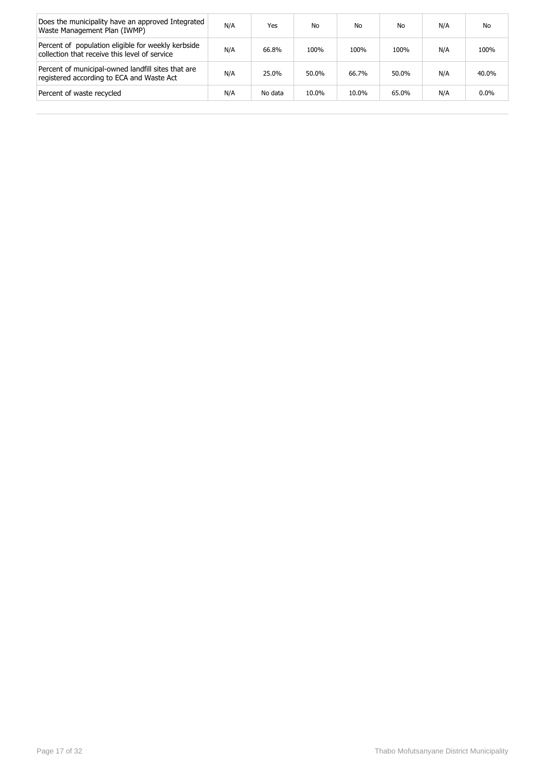| | | | | | | | |
|---|---|---|---|---|---|---|---|
| Does the municipality have an approved Integrated Waste Management Plan (IWMP) | N/A | Yes | No | No | No | N/A | No |
| Percent of population eligible for weekly kerbside collection that receive this level of service | N/A | 66.8% | 100% | 100% | 100% | N/A | 100% |
| Percent of municipal-owned landfill sites that are registered according to ECA and Waste Act | N/A | 25.0% | 50.0% | 66.7% | 50.0% | N/A | 40.0% |
| Percent of waste recycled | N/A | No data | 10.0% | 10.0% | 65.0% | N/A | 0.0% |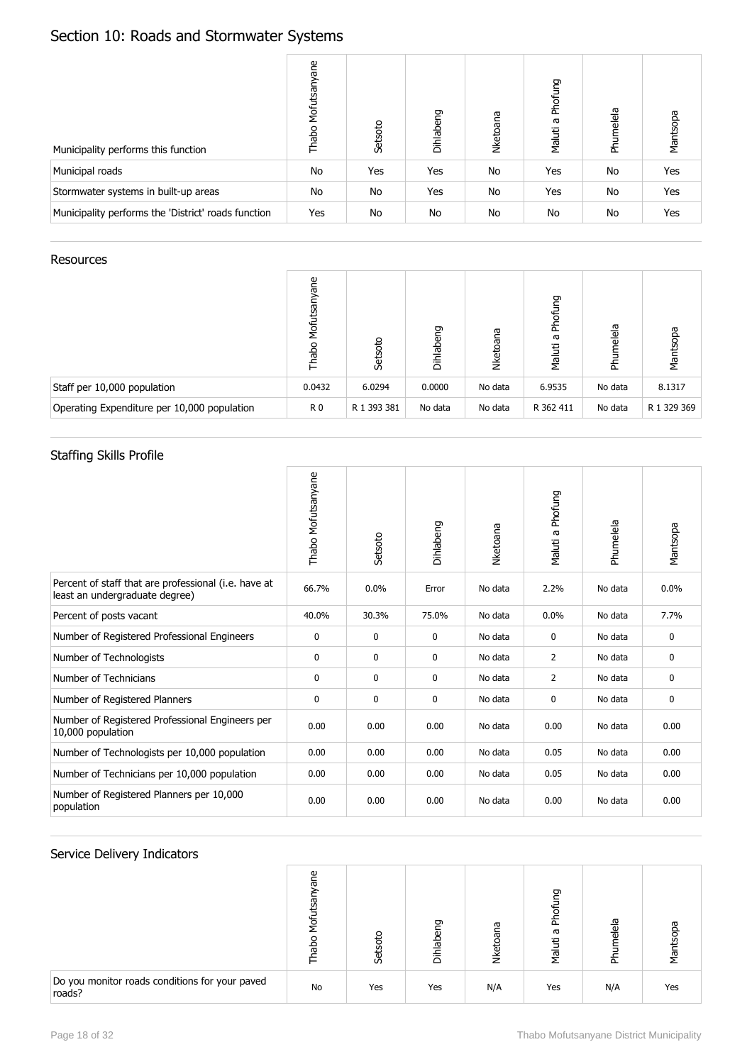# Section 10: Roads and Stormwater Systems

| Municipality performs this function | Thabo Mofutsanyane | Setsoto | Dihlabeng | Nketoana | Maluti a Phofung | Phumelela | Mantsopa |
|---|---|---|---|---|---|---|---|
| Municipal roads | No | Yes | Yes | No | Yes | No | Yes |
| Stormwater systems in built-up areas | No | No | Yes | No | Yes | No | Yes |
| Municipality performs the 'District' roads function | Yes | No | No | No | No | No | Yes |

## Resources

| | Thabo Mofutsanyane | Setsoto | Dihlabeng | Nketoana | Maluti a Phofung | Phumelela | Mantsopa |
|---|---|---|---|---|---|---|---|
| Staff per 10,000 population | 0.0432 | 6.0294 | 0.0000 | No data | 6.9535 | No data | 8.1317 |
| Operating Expenditure per 10,000 population | R 0 | R 1 393 381 | No data | No data | R 362 411 | No data | R 1 329 369 |

## Staffing Skills Profile

| | Thabo Mofutsanyane | Setsoto | Dihlabeng | Nketoana | Maluti a Phofung | Phumelela | Mantsopa |
|---|---|---|---|---|---|---|---|
| Percent of staff that are professional (i.e. have at least an undergraduate degree) | 66.7% | 0.0% | Error | No data | 2.2% | No data | 0.0% |
| Percent of posts vacant | 40.0% | 30.3% | 75.0% | No data | 0.0% | No data | 7.7% |
| Number of Registered Professional Engineers | 0 | 0 | 0 | No data | 0 | No data | 0 |
| Number of Technologists | 0 | 0 | 0 | No data | 2 | No data | 0 |
| Number of Technicians | 0 | 0 | 0 | No data | 2 | No data | 0 |
| Number of Registered Planners | 0 | 0 | 0 | No data | 0 | No data | 0 |
| Number of Registered Professional Engineers per 10,000 population | 0.00 | 0.00 | 0.00 | No data | 0.00 | No data | 0.00 |
| Number of Technologists per 10,000 population | 0.00 | 0.00 | 0.00 | No data | 0.05 | No data | 0.00 |
| Number of Technicians per 10,000 population | 0.00 | 0.00 | 0.00 | No data | 0.05 | No data | 0.00 |
| Number of Registered Planners per 10,000 population | 0.00 | 0.00 | 0.00 | No data | 0.00 | No data | 0.00 |

## Service Delivery Indicators

| | Thabo Mofutsanyane | Setsoto | Dihlabeng | Nketoana | Maluti a Phofung | Phumelela | Mantsopa |
|---|---|---|---|---|---|---|---|
| Do you monitor roads conditions for your paved roads? | No | Yes | Yes | N/A | Yes | N/A | Yes |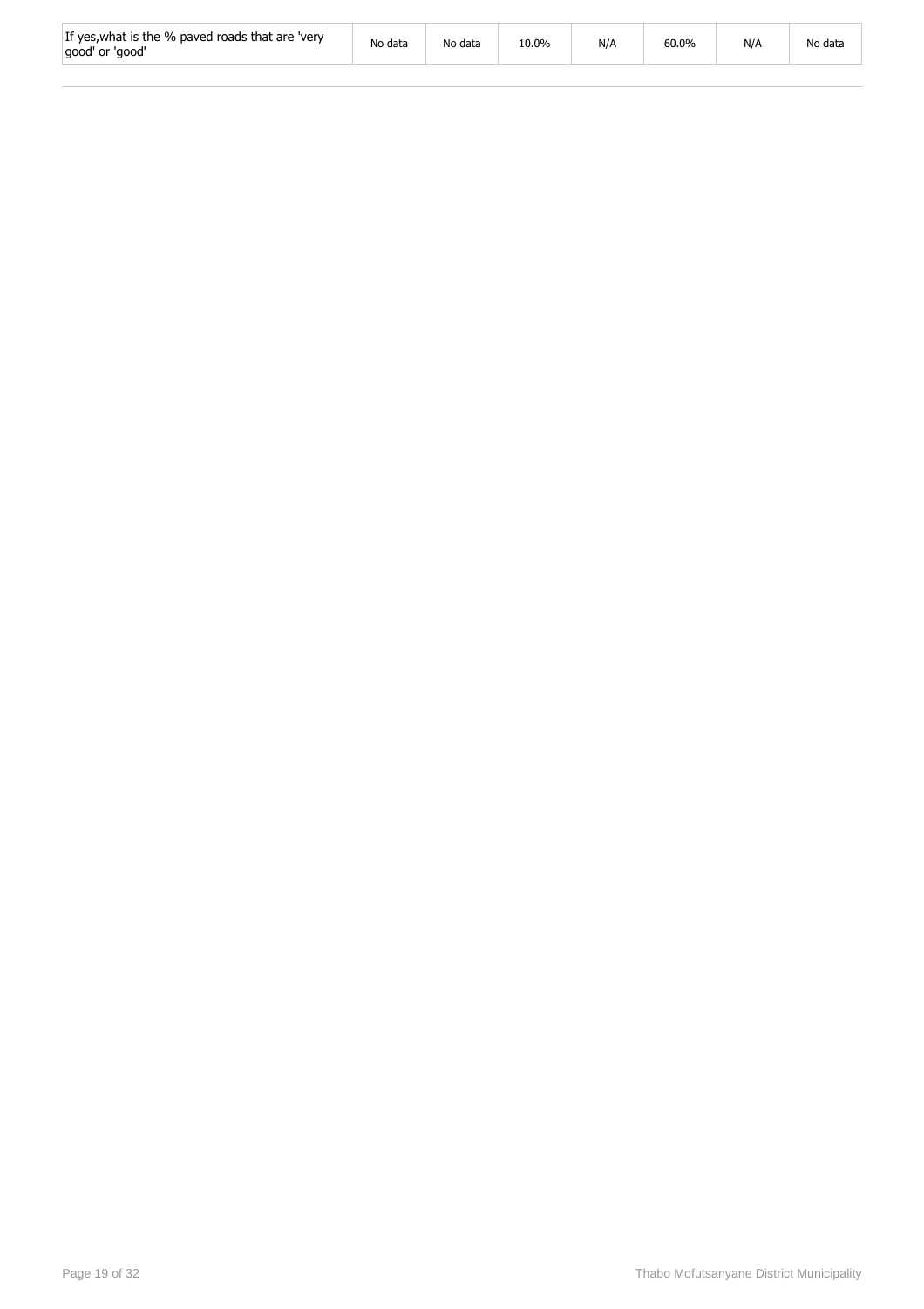| If yes,what is the % paved roads that are 'very good' or 'good' | No data | No data | 10.0% | N/A | 60.0% | N/A | No data |
|---|---|---|---|---|---|---|---|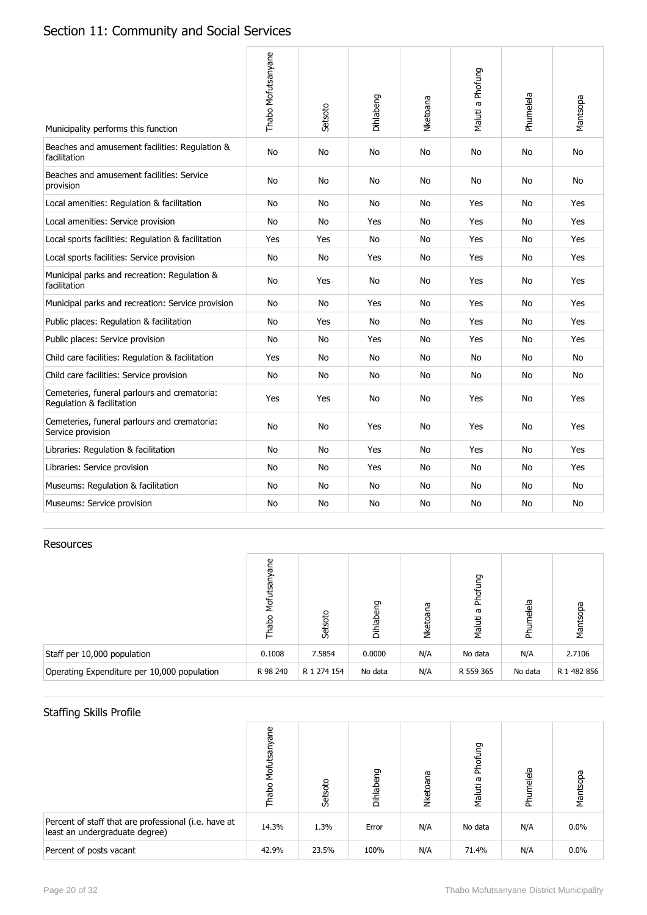# Section 11: Community and Social Services

| Municipality performs this function | Thabo Mofutsanyane | Setsoto | Dihlabeng | Nketoana | Maluti a Phofung | Phumelela | Mantsopa |
|---|---|---|---|---|---|---|---|
| Beaches and amusement facilities: Regulation & facilitation | No | No | No | No | No | No | No |
| Beaches and amusement facilities: Service provision | No | No | No | No | No | No | No |
| Local amenities: Regulation & facilitation | No | No | No | No | Yes | No | Yes |
| Local amenities: Service provision | No | No | Yes | No | Yes | No | Yes |
| Local sports facilities: Regulation & facilitation | Yes | Yes | No | No | Yes | No | Yes |
| Local sports facilities: Service provision | No | No | Yes | No | Yes | No | Yes |
| Municipal parks and recreation: Regulation & facilitation | No | Yes | No | No | Yes | No | Yes |
| Municipal parks and recreation: Service provision | No | No | Yes | No | Yes | No | Yes |
| Public places: Regulation & facilitation | No | Yes | No | No | Yes | No | Yes |
| Public places: Service provision | No | No | Yes | No | Yes | No | Yes |
| Child care facilities: Regulation & facilitation | Yes | No | No | No | No | No | No |
| Child care facilities: Service provision | No | No | No | No | No | No | No |
| Cemeteries, funeral parlours and crematoria: Regulation & facilitation | Yes | Yes | No | No | Yes | No | Yes |
| Cemeteries, funeral parlours and crematoria: Service provision | No | No | Yes | No | Yes | No | Yes |
| Libraries: Regulation & facilitation | No | No | Yes | No | Yes | No | Yes |
| Libraries: Service provision | No | No | Yes | No | No | No | Yes |
| Museums: Regulation & facilitation | No | No | No | No | No | No | No |
| Museums: Service provision | No | No | No | No | No | No | No |

## Resources

| | Thabo Mofutsanyane | Setsoto | Dihlabeng | Nketoana | Maluti a Phofung | Phumelela | Mantsopa |
|---|---|---|---|---|---|---|---|
| Staff per 10,000 population | 0.1008 | 7.5854 | 0.0000 | N/A | No data | N/A | 2.7106 |
| Operating Expenditure per 10,000 population | R 98 240 | R 1 274 154 | No data | N/A | R 559 365 | No data | R 1 482 856 |

## Staffing Skills Profile

| | Thabo Mofutsanyane | Setsoto | Dihlabeng | Nketoana | Maluti a Phofung | Phumelela | Mantsopa |
|---|---|---|---|---|---|---|---|
| Percent of staff that are professional (i.e. have at least an undergraduate degree) | 14.3% | 1.3% | Error | N/A | No data | N/A | 0.0% |
| Percent of posts vacant | 42.9% | 23.5% | 100% | N/A | 71.4% | N/A | 0.0% |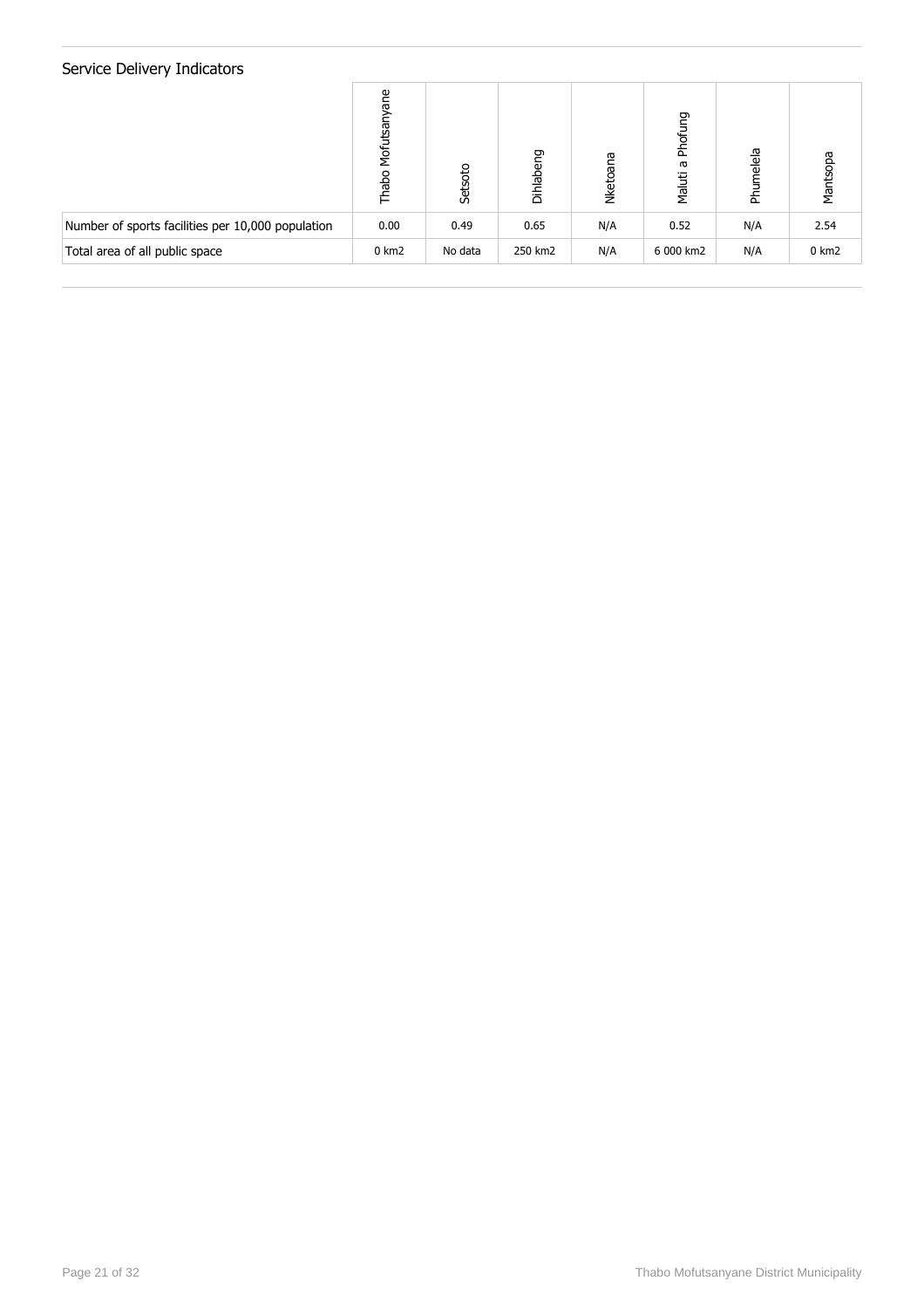## Service Delivery Indicators

| | Thabo Mofutsanyane | Setsoto | Dihlabeng | Nketoana | Maluti a Phofung | Phumelela | Mantsopa |
|---|---|---|---|---|---|---|---|
| Number of sports facilities per 10,000 population | 0.00 | 0.49 | 0.65 | N/A | 0.52 | N/A | 2.54 |
| Total area of all public space | 0 km2 | No data | 250 km2 | N/A | 6 000 km2 | N/A | 0 km2 |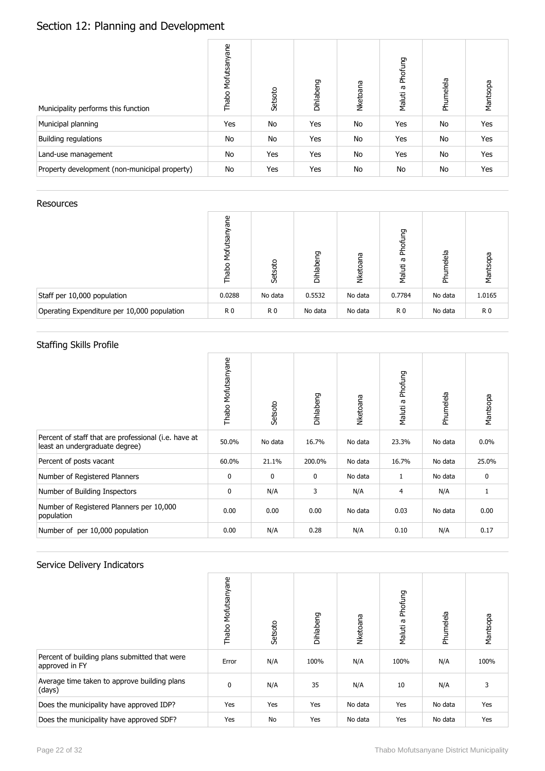# Section 12: Planning and Development

| Municipality performs this function | Thabo Mofutsanyane | Setsoto | Dihlabeng | Nketoana | Maluti a Phofung | Phumelela | Mantsopa |
|---|---|---|---|---|---|---|---|
| Municipal planning | Yes | No | Yes | No | Yes | No | Yes |
| Building regulations | No | No | Yes | No | Yes | No | Yes |
| Land-use management | No | Yes | Yes | No | Yes | No | Yes |
| Property development (non-municipal property) | No | Yes | Yes | No | No | No | Yes |

## Resources

| | Thabo Mofutsanyane | Setsoto | Dihlabeng | Nketoana | Maluti a Phofung | Phumelela | Mantsopa |
|---|---|---|---|---|---|---|---|
| Staff per 10,000 population | 0.0288 | No data | 0.5532 | No data | 0.7784 | No data | 1.0165 |
| Operating Expenditure per 10,000 population | R 0 | R 0 | No data | No data | R 0 | No data | R 0 |

## Staffing Skills Profile

| | Thabo Mofutsanyane | Setsoto | Dihlabeng | Nketoana | Maluti a Phofung | Phumelela | Mantsopa |
|---|---|---|---|---|---|---|---|
| Percent of staff that are professional (i.e. have at least an undergraduate degree) | 50.0% | No data | 16.7% | No data | 23.3% | No data | 0.0% |
| Percent of posts vacant | 60.0% | 21.1% | 200.0% | No data | 16.7% | No data | 25.0% |
| Number of Registered Planners | 0 | 0 | 0 | No data | 1 | No data | 0 |
| Number of Building Inspectors | 0 | N/A | 3 | N/A | 4 | N/A | 1 |
| Number of Registered Planners per 10,000 population | 0.00 | 0.00 | 0.00 | No data | 0.03 | No data | 0.00 |
| Number of per 10,000 population | 0.00 | N/A | 0.28 | N/A | 0.10 | N/A | 0.17 |

## Service Delivery Indicators

| | Thabo Mofutsanyane | Setsoto | Dihlabeng | Nketoana | Maluti a Phofung | Phumelela | Mantsopa |
|---|---|---|---|---|---|---|---|
| Percent of building plans submitted that were approved in FY | Error | N/A | 100% | N/A | 100% | N/A | 100% |
| Average time taken to approve building plans (days) | 0 | N/A | 35 | N/A | 10 | N/A | 3 |
| Does the municipality have approved IDP? | Yes | Yes | Yes | No data | Yes | No data | Yes |
| Does the municipality have approved SDF? | Yes | No | Yes | No data | Yes | No data | Yes |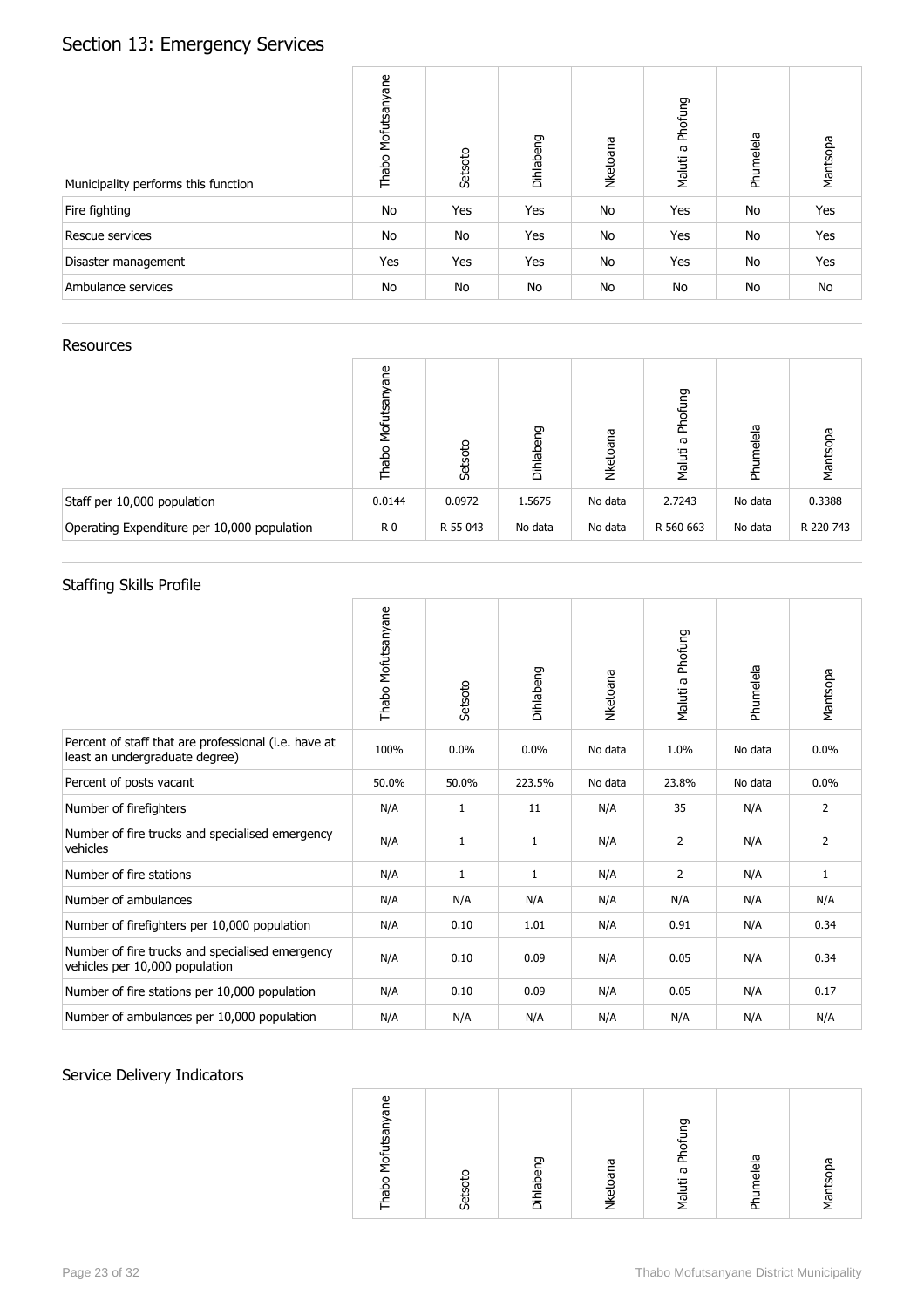## Section 13: Emergency Services

| Municipality performs this function | Thabo Mofutsanyane | Setsoto | Dihlabeng | Nketoana | Maluti a Phofung | Phumelela | Mantsopa |
|---|---|---|---|---|---|---|---|
| Fire fighting | No | Yes | Yes | No | Yes | No | Yes |
| Rescue services | No | No | Yes | No | Yes | No | Yes |
| Disaster management | Yes | Yes | Yes | No | Yes | No | Yes |
| Ambulance services | No | No | No | No | No | No | No |

### Resources

| | Thabo Mofutsanyane | Setsoto | Dihlabeng | Nketoana | Maluti a Phofung | Phumelela | Mantsopa |
|---|---|---|---|---|---|---|---|
| Staff per 10,000 population | 0.0144 | 0.0972 | 1.5675 | No data | 2.7243 | No data | 0.3388 |
| Operating Expenditure per 10,000 population | R 0 | R 55 043 | No data | No data | R 560 663 | No data | R 220 743 |

### Staffing Skills Profile

| | Thabo Mofutsanyane | Setsoto | Dihlabeng | Nketoana | Maluti a Phofung | Phumelela | Mantsopa |
|---|---|---|---|---|---|---|---|
| Percent of staff that are professional (i.e. have at least an undergraduate degree) | 100% | 0.0% | 0.0% | No data | 1.0% | No data | 0.0% |
| Percent of posts vacant | 50.0% | 50.0% | 223.5% | No data | 23.8% | No data | 0.0% |
| Number of firefighters | N/A | 1 | 11 | N/A | 35 | N/A | 2 |
| Number of fire trucks and specialised emergency vehicles | N/A | 1 | 1 | N/A | 2 | N/A | 2 |
| Number of fire stations | N/A | 1 | 1 | N/A | 2 | N/A | 1 |
| Number of ambulances | N/A | N/A | N/A | N/A | N/A | N/A | N/A |
| Number of firefighters per 10,000 population | N/A | 0.10 | 1.01 | N/A | 0.91 | N/A | 0.34 |
| Number of fire trucks and specialised emergency vehicles per 10,000 population | N/A | 0.10 | 0.09 | N/A | 0.05 | N/A | 0.34 |
| Number of fire stations per 10,000 population | N/A | 0.10 | 0.09 | N/A | 0.05 | N/A | 0.17 |
| Number of ambulances per 10,000 population | N/A | N/A | N/A | N/A | N/A | N/A | N/A |

### Service Delivery Indicators

| | Thabo Mofutsanyane | Setsoto | Dihlabeng | Nketoana | Maluti a Phofung | Phumelela | Mantsopa |
|---|---|---|---|---|---|---|---|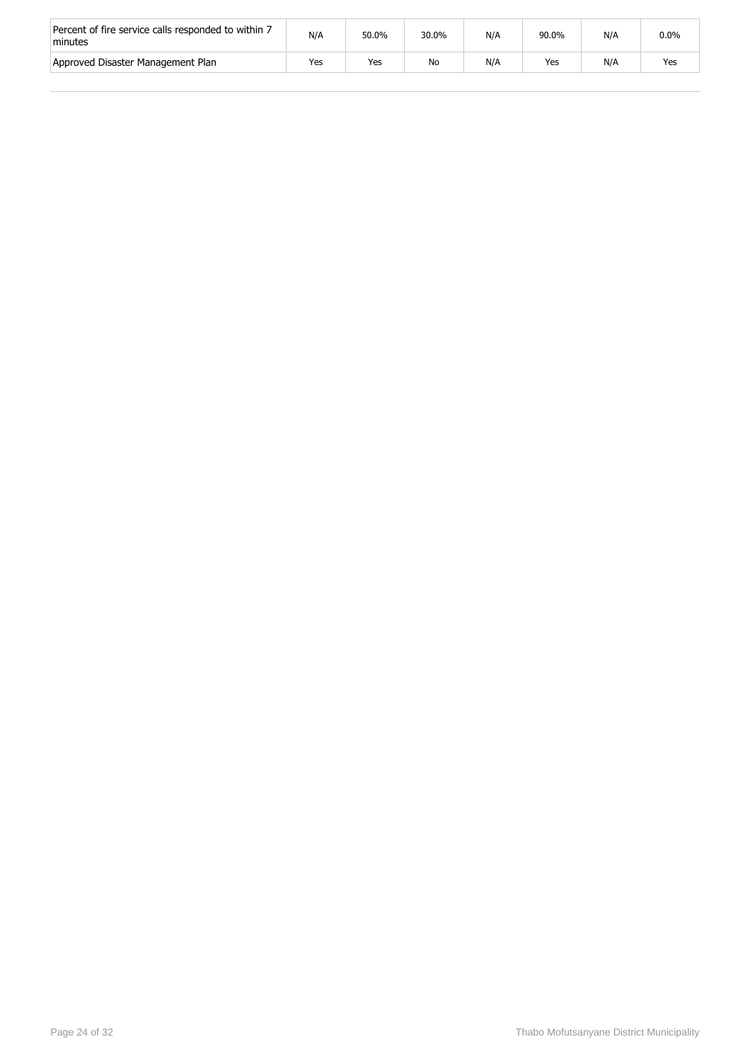| | | | | | | | |
|---|---|---|---|---|---|---|---|
| Percent of fire service calls responded to within 7 minutes | N/A | 50.0% | 30.0% | N/A | 90.0% | N/A | 0.0% |
| Approved Disaster Management Plan | Yes | Yes | No | N/A | Yes | N/A | Yes |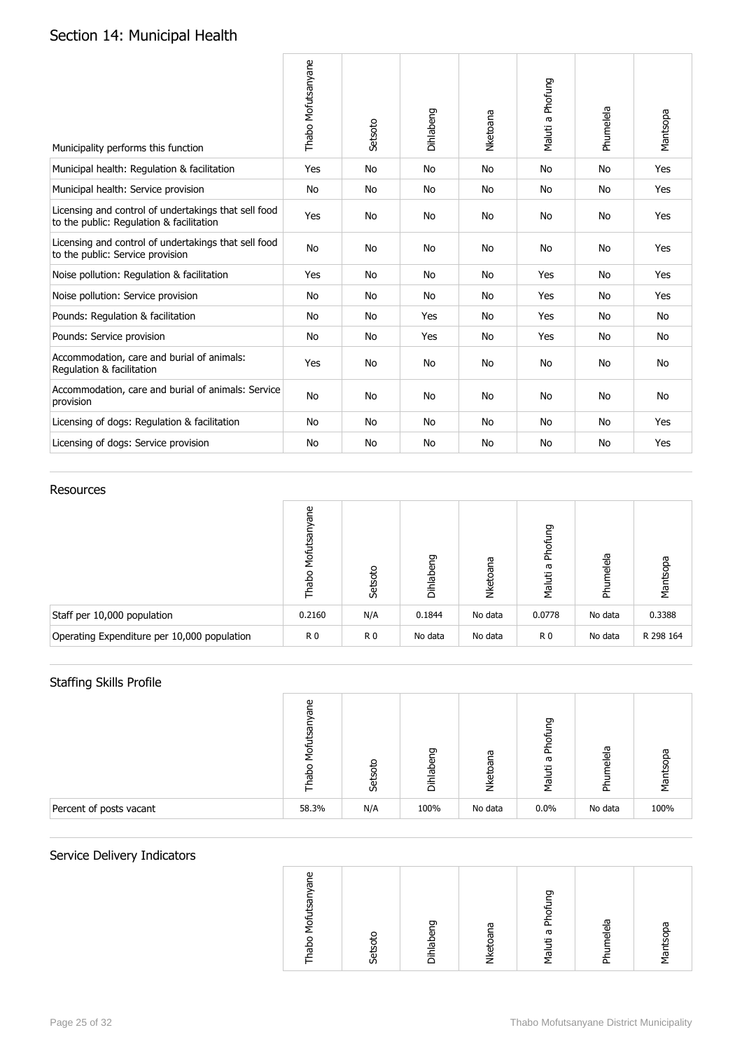# Section 14: Municipal Health

| Municipality performs this function | Thabo Mofutsanyane | Setsoto | Dihlabeng | Nketoana | Maluti a Phofung | Phumelela | Mantsopa |
|---|---|---|---|---|---|---|---|
| Municipal health: Regulation & facilitation | Yes | No | No | No | No | No | Yes |
| Municipal health: Service provision | No | No | No | No | No | No | Yes |
| Licensing and control of undertakings that sell food to the public: Regulation & facilitation | Yes | No | No | No | No | No | Yes |
| Licensing and control of undertakings that sell food to the public: Service provision | No | No | No | No | No | No | Yes |
| Noise pollution: Regulation & facilitation | Yes | No | No | No | Yes | No | Yes |
| Noise pollution: Service provision | No | No | No | No | Yes | No | Yes |
| Pounds: Regulation & facilitation | No | No | Yes | No | Yes | No | No |
| Pounds: Service provision | No | No | Yes | No | Yes | No | No |
| Accommodation, care and burial of animals: Regulation & facilitation | Yes | No | No | No | No | No | No |
| Accommodation, care and burial of animals: Service provision | No | No | No | No | No | No | No |
| Licensing of dogs: Regulation & facilitation | No | No | No | No | No | No | Yes |
| Licensing of dogs: Service provision | No | No | No | No | No | No | Yes |

## Resources

| | Thabo Mofutsanyane | Setsoto | Dihlabeng | Nketoana | Maluti a Phofung | Phumelela | Mantsopa |
|---|---|---|---|---|---|---|---|
| Staff per 10,000 population | 0.2160 | N/A | 0.1844 | No data | 0.0778 | No data | 0.3388 |
| Operating Expenditure per 10,000 population | R 0 | R 0 | No data | No data | R 0 | No data | R 298 164 |

## Staffing Skills Profile

| | Thabo Mofutsanyane | Setsoto | Dihlabeng | Nketoana | Maluti a Phofung | Phumelela | Mantsopa |
|---|---|---|---|---|---|---|---|
| Percent of posts vacant | 58.3% | N/A | 100% | No data | 0.0% | No data | 100% |

## Service Delivery Indicators

| | Thabo Mofutsanyane | Setsoto | Dihlabeng | Nketoana | Maluti a Phofung | Phumelela | Mantsopa |
|---|---|---|---|---|---|---|---|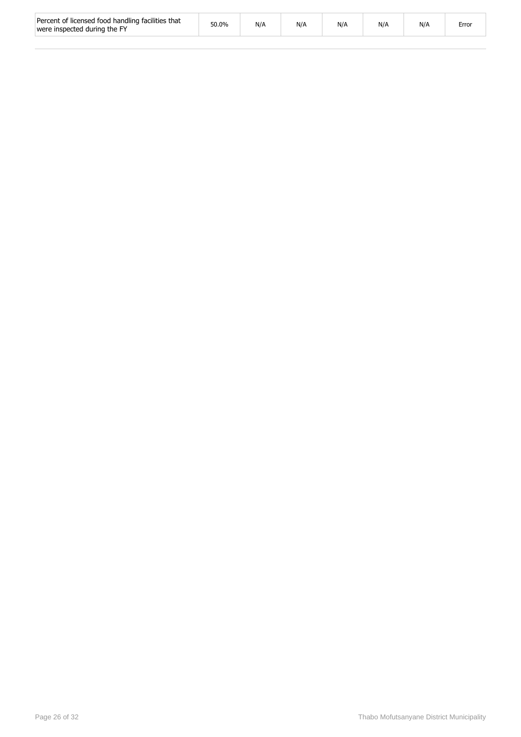| Percent of licensed food handling facilities that were inspected during the FY | 50.0% | N/A | N/A | N/A | N/A | N/A | Error |
| --- | --- | --- | --- | --- | --- | --- | --- |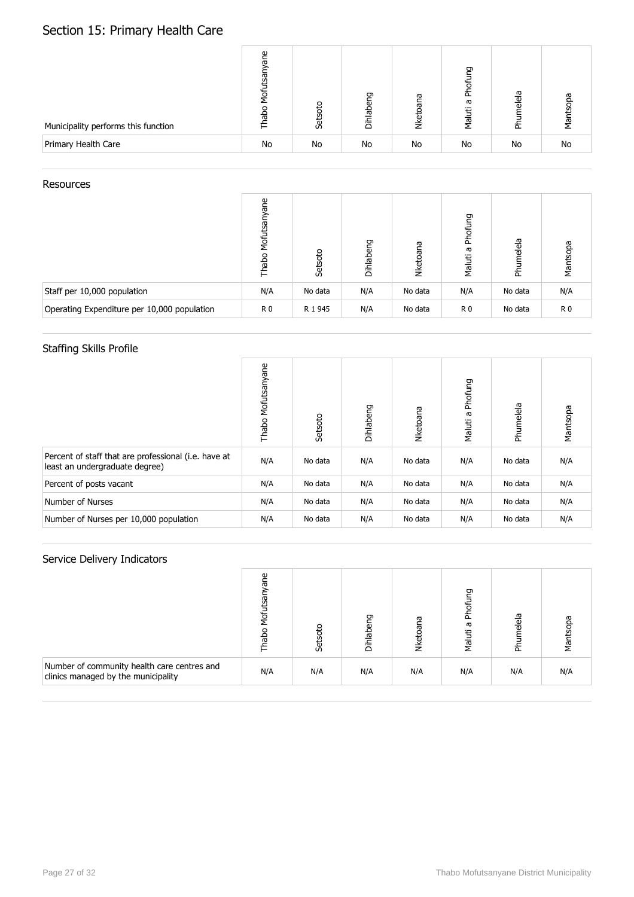## Section 15: Primary Health Care

| Municipality performs this function | Thabo Mofutsanyane | Setsoto | Dihlabeng | Nketoana | Maluti a Phofung | Phumelela | Mantsopa |
|---|---|---|---|---|---|---|---|
| Primary Health Care | No | No | No | No | No | No | No |

### Resources

| | Thabo Mofutsanyane | Setsoto | Dihlabeng | Nketoana | Maluti a Phofung | Phumelela | Mantsopa |
|---|---|---|---|---|---|---|---|
| Staff per 10,000 population | N/A | No data | N/A | No data | N/A | No data | N/A |
| Operating Expenditure per 10,000 population | R 0 | R 1 945 | N/A | No data | R 0 | No data | R 0 |

### Staffing Skills Profile

| | Thabo Mofutsanyane | Setsoto | Dihlabeng | Nketoana | Maluti a Phofung | Phumelela | Mantsopa |
|---|---|---|---|---|---|---|---|
| Percent of staff that are professional (i.e. have at least an undergraduate degree) | N/A | No data | N/A | No data | N/A | No data | N/A |
| Percent of posts vacant | N/A | No data | N/A | No data | N/A | No data | N/A |
| Number of Nurses | N/A | No data | N/A | No data | N/A | No data | N/A |
| Number of Nurses per 10,000 population | N/A | No data | N/A | No data | N/A | No data | N/A |

### Service Delivery Indicators

| | Thabo Mofutsanyane | Setsoto | Dihlabeng | Nketoana | Maluti a Phofung | Phumelela | Mantsopa |
|---|---|---|---|---|---|---|---|
| Number of community health care centres and clinics managed by the municipality | N/A | N/A | N/A | N/A | N/A | N/A | N/A |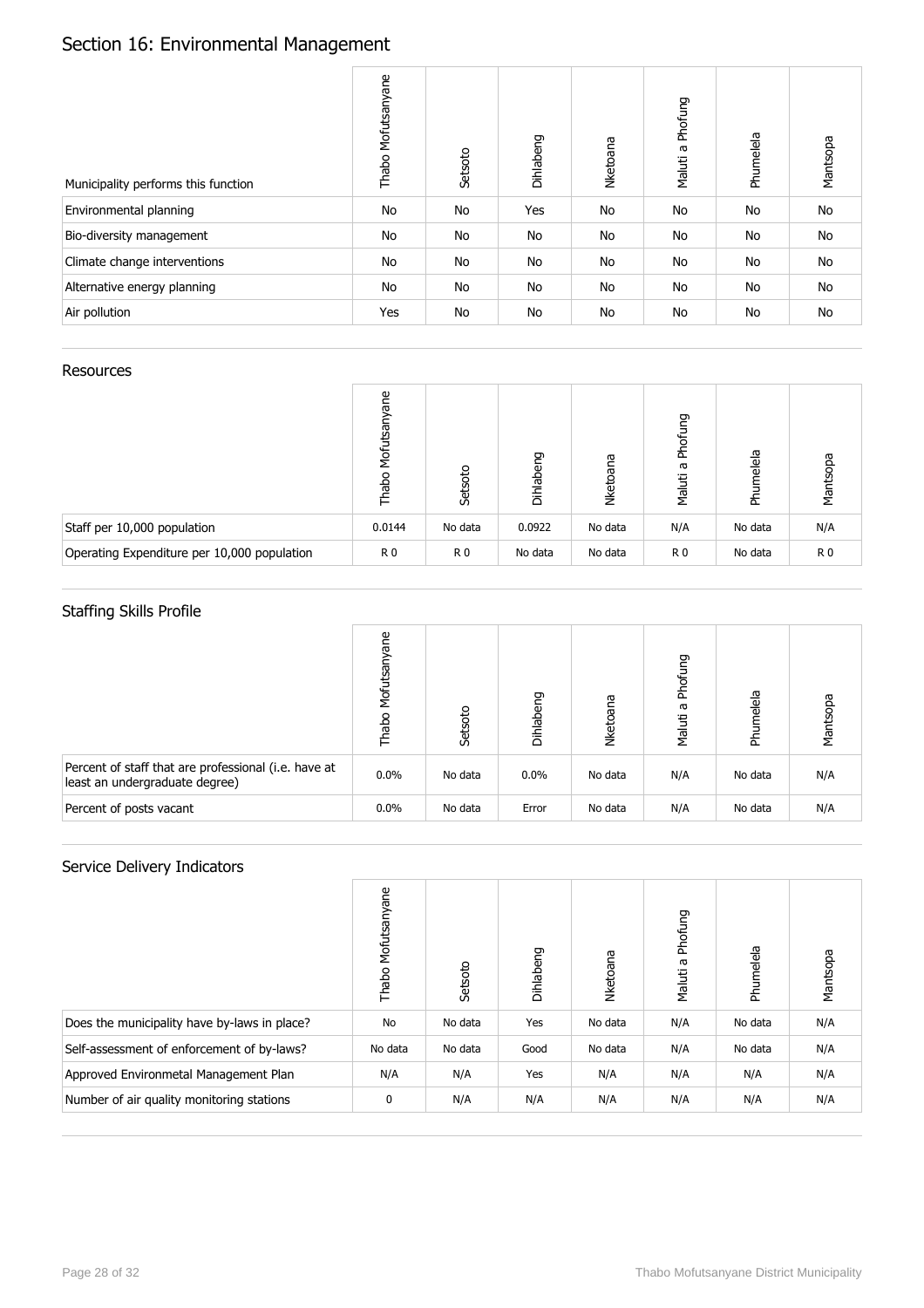# Section 16: Environmental Management

| Municipality performs this function | Thabo Mofutsanyane | Setsoto | Dihlabeng | Nketoana | Maluti a Phofung | Phumelela | Mantsopa |
|---|---|---|---|---|---|---|---|
| Environmental planning | No | No | Yes | No | No | No | No |
| Bio-diversity management | No | No | No | No | No | No | No |
| Climate change interventions | No | No | No | No | No | No | No |
| Alternative energy planning | No | No | No | No | No | No | No |
| Air pollution | Yes | No | No | No | No | No | No |

## Resources

| | Thabo Mofutsanyane | Setsoto | Dihlabeng | Nketoana | Maluti a Phofung | Phumelela | Mantsopa |
|---|---|---|---|---|---|---|---|
| Staff per 10,000 population | 0.0144 | No data | 0.0922 | No data | N/A | No data | N/A |
| Operating Expenditure per 10,000 population | R 0 | R 0 | No data | No data | R 0 | No data | R 0 |

## Staffing Skills Profile

| | Thabo Mofutsanyane | Setsoto | Dihlabeng | Nketoana | Maluti a Phofung | Phumelela | Mantsopa |
|---|---|---|---|---|---|---|---|
| Percent of staff that are professional (i.e. have at least an undergraduate degree) | 0.0% | No data | 0.0% | No data | N/A | No data | N/A |
| Percent of posts vacant | 0.0% | No data | Error | No data | N/A | No data | N/A |

## Service Delivery Indicators

| | Thabo Mofutsanyane | Setsoto | Dihlabeng | Nketoana | Maluti a Phofung | Phumelela | Mantsopa |
|---|---|---|---|---|---|---|---|
| Does the municipality have by-laws in place? | No | No data | Yes | No data | N/A | No data | N/A |
| Self-assessment of enforcement of by-laws? | No data | No data | Good | No data | N/A | No data | N/A |
| Approved Environmetal Management Plan | N/A | N/A | Yes | N/A | N/A | N/A | N/A |
| Number of air quality monitoring stations | 0 | N/A | N/A | N/A | N/A | N/A | N/A |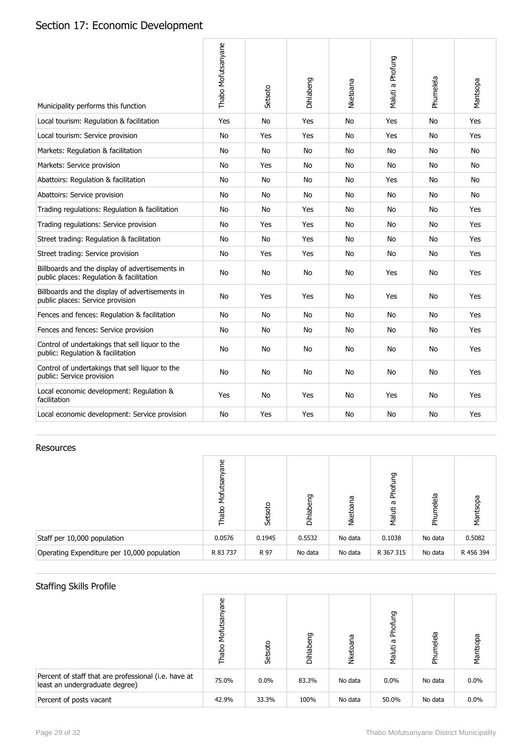# Section 17: Economic Development

| Municipality performs this function | Thabo Mofutsanyane | Setsoto | Dihlabeng | Nketoana | Maluti a Phofung | Phumelela | Mantsopa |
|---|---|---|---|---|---|---|---|
| Local tourism: Regulation & facilitation | Yes | No | Yes | No | Yes | No | Yes |
| Local tourism: Service provision | No | Yes | Yes | No | Yes | No | Yes |
| Markets: Regulation & facilitation | No | No | No | No | No | No | No |
| Markets: Service provision | No | Yes | No | No | No | No | No |
| Abattoirs: Regulation & facilitation | No | No | No | No | Yes | No | No |
| Abattoirs: Service provision | No | No | No | No | No | No | No |
| Trading regulations: Regulation & facilitation | No | No | Yes | No | No | No | Yes |
| Trading regulations: Service provision | No | Yes | Yes | No | No | No | Yes |
| Street trading: Regulation & facilitation | No | No | Yes | No | No | No | Yes |
| Street trading: Service provision | No | Yes | Yes | No | No | No | Yes |
| Billboards and the display of advertisements in public places: Regulation & facilitation | No | No | No | No | Yes | No | Yes |
| Billboards and the display of advertisements in public places: Service provision | No | Yes | Yes | No | Yes | No | Yes |
| Fences and fences: Regulation & facilitation | No | No | No | No | No | No | Yes |
| Fences and fences: Service provision | No | No | No | No | No | No | Yes |
| Control of undertakings that sell liquor to the public: Regulation & facilitation | No | No | No | No | No | No | Yes |
| Control of undertakings that sell liquor to the public: Service provision | No | No | No | No | No | No | Yes |
| Local economic development: Regulation & facilitation | Yes | No | Yes | No | Yes | No | Yes |
| Local economic development: Service provision | No | Yes | Yes | No | No | No | Yes |

## Resources

| | Thabo Mofutsanyane | Setsoto | Dihlabeng | Nketoana | Maluti a Phofung | Phumelela | Mantsopa |
|---|---|---|---|---|---|---|---|
| Staff per 10,000 population | 0.0576 | 0.1945 | 0.5532 | No data | 0.1038 | No data | 0.5082 |
| Operating Expenditure per 10,000 population | R 83 737 | R 97 | No data | No data | R 367 315 | No data | R 456 394 |

## Staffing Skills Profile

| | Thabo Mofutsanyane | Setsoto | Dihlabeng | Nketoana | Maluti a Phofung | Phumelela | Mantsopa |
|---|---|---|---|---|---|---|---|
| Percent of staff that are professional (i.e. have at least an undergraduate degree) | 75.0% | 0.0% | 83.3% | No data | 0.0% | No data | 0.0% |
| Percent of posts vacant | 42.9% | 33.3% | 100% | No data | 50.0% | No data | 0.0% |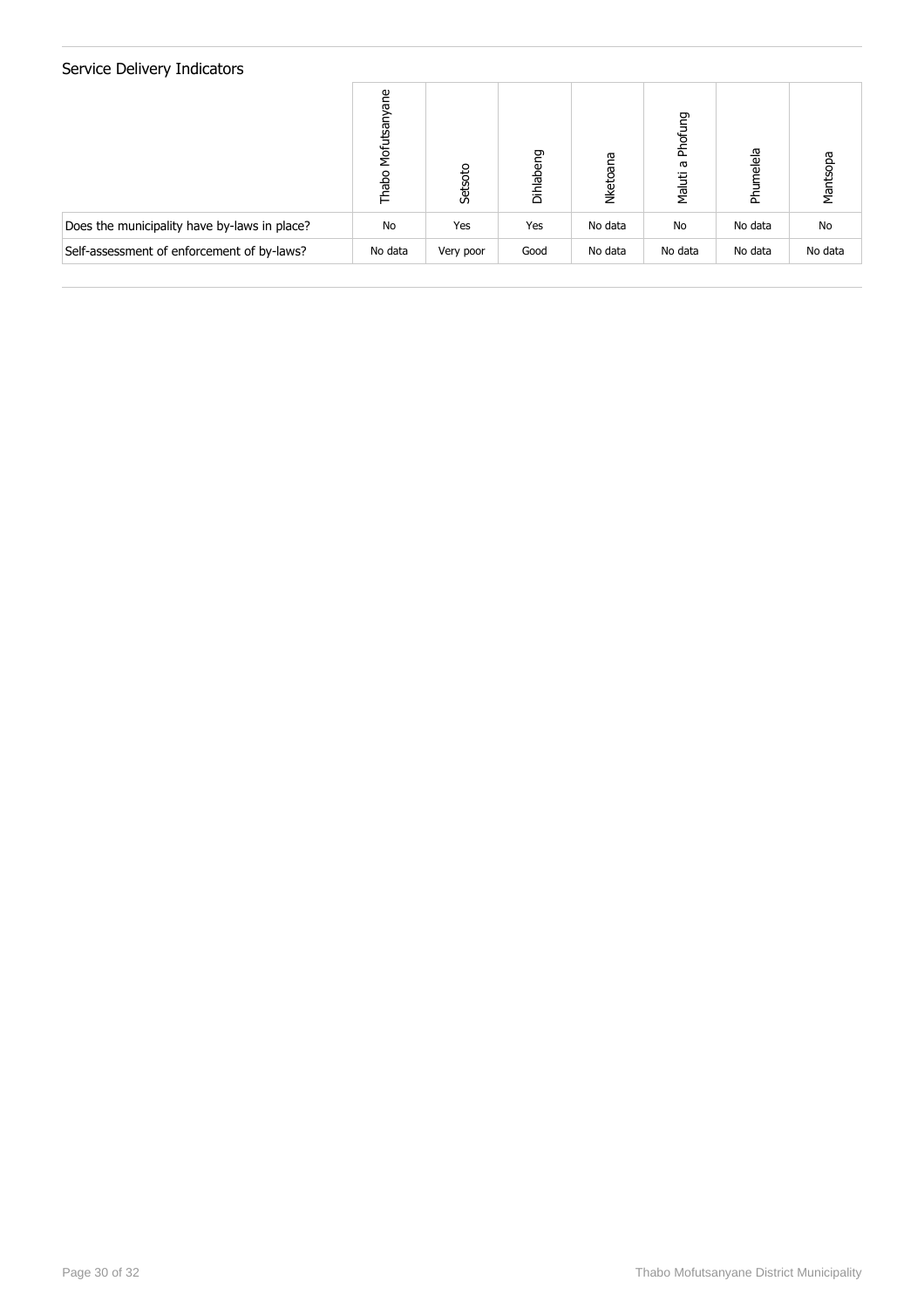## Service Delivery Indicators

| | Thabo Mofutsanyane | Setsoto | Dihlabeng | Nketoana | Maluti a Phofung | Phumelela | Mantsopa |
|---|---|---|---|---|---|---|---|
| Does the municipality have by-laws in place? | No | Yes | Yes | No data | No | No data | No |
| Self-assessment of enforcement of by-laws? | No data | Very poor | Good | No data | No data | No data | No data |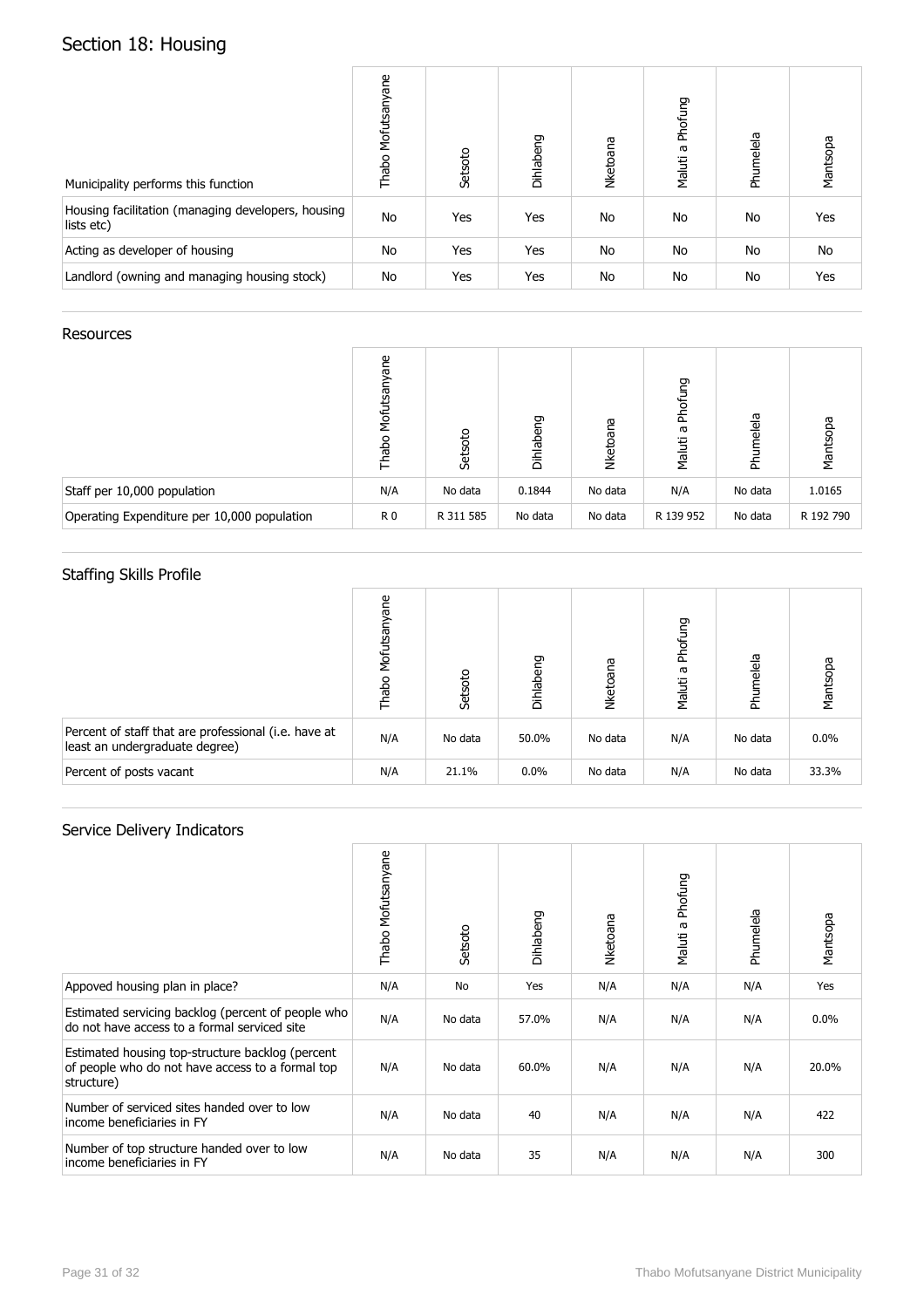# Section 18: Housing

| Municipality performs this function | Thabo Mofutsanyane | Setsoto | Dihlabeng | Nketoana | Maluti a Phofung | Phumelela | Mantsopa |
|---|---|---|---|---|---|---|---|
| Housing facilitation (managing developers, housing lists etc) | No | Yes | Yes | No | No | No | Yes |
| Acting as developer of housing | No | Yes | Yes | No | No | No | No |
| Landlord (owning and managing housing stock) | No | Yes | Yes | No | No | No | Yes |

## Resources

| | Thabo Mofutsanyane | Setsoto | Dihlabeng | Nketoana | Maluti a Phofung | Phumelela | Mantsopa |
|---|---|---|---|---|---|---|---|
| Staff per 10,000 population | N/A | No data | 0.1844 | No data | N/A | No data | 1.0165 |
| Operating Expenditure per 10,000 population | R 0 | R 311 585 | No data | No data | R 139 952 | No data | R 192 790 |

## Staffing Skills Profile

| | Thabo Mofutsanyane | Setsoto | Dihlabeng | Nketoana | Maluti a Phofung | Phumelela | Mantsopa |
|---|---|---|---|---|---|---|---|
| Percent of staff that are professional (i.e. have at least an undergraduate degree) | N/A | No data | 50.0% | No data | N/A | No data | 0.0% |
| Percent of posts vacant | N/A | 21.1% | 0.0% | No data | N/A | No data | 33.3% |

## Service Delivery Indicators

| | Thabo Mofutsanyane | Setsoto | Dihlabeng | Nketoana | Maluti a Phofung | Phumelela | Mantsopa |
|---|---|---|---|---|---|---|---|
| Appoved housing plan in place? | N/A | No | Yes | N/A | N/A | N/A | Yes |
| Estimated servicing backlog (percent of people who do not have access to a formal serviced site | N/A | No data | 57.0% | N/A | N/A | N/A | 0.0% |
| Estimated housing top-structure backlog (percent of people who do not have access to a formal top structure) | N/A | No data | 60.0% | N/A | N/A | N/A | 20.0% |
| Number of serviced sites handed over to low income beneficiaries in FY | N/A | No data | 40 | N/A | N/A | N/A | 422 |
| Number of top structure handed over to low income beneficiaries in FY | N/A | No data | 35 | N/A | N/A | N/A | 300 |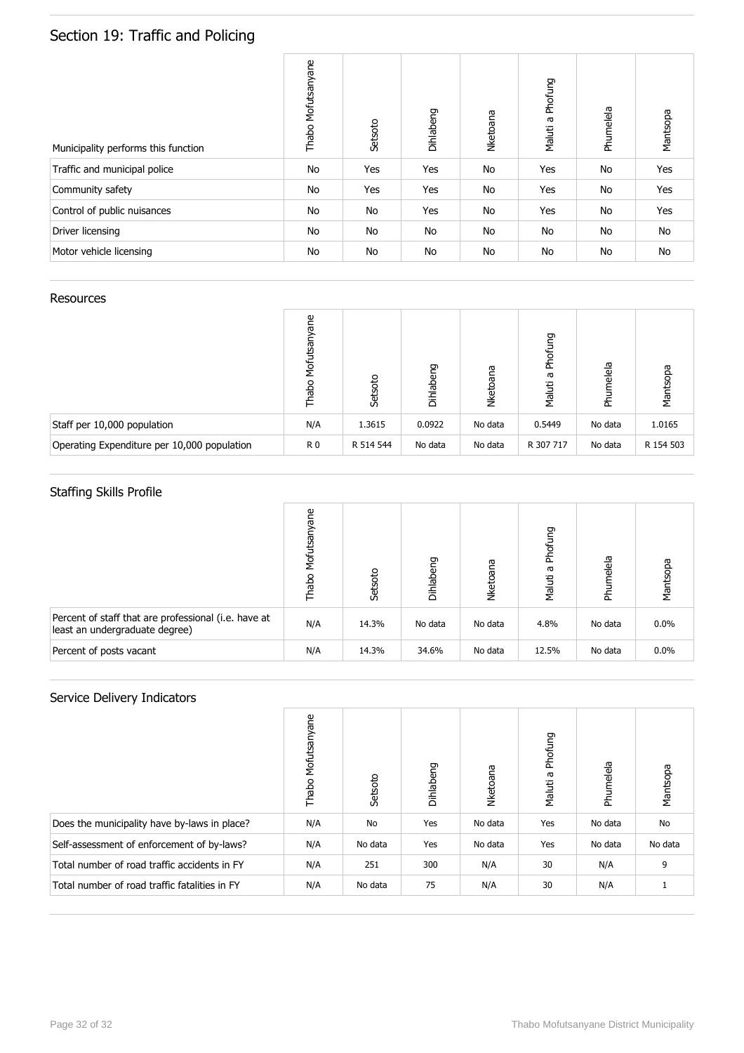## Section 19: Traffic and Policing

| Municipality performs this function | Thabo Mofutsanyane | Setsoto | Dihlabeng | Nketoana | Maluti a Phofung | Phumelela | Mantsopa |
|---|---|---|---|---|---|---|---|
| Traffic and municipal police | No | Yes | Yes | No | Yes | No | Yes |
| Community safety | No | Yes | Yes | No | Yes | No | Yes |
| Control of public nuisances | No | No | Yes | No | Yes | No | Yes |
| Driver licensing | No | No | No | No | No | No | No |
| Motor vehicle licensing | No | No | No | No | No | No | No |

### Resources

| | Thabo Mofutsanyane | Setsoto | Dihlabeng | Nketoana | Maluti a Phofung | Phumelela | Mantsopa |
|---|---|---|---|---|---|---|---|
| Staff per 10,000 population | N/A | 1.3615 | 0.0922 | No data | 0.5449 | No data | 1.0165 |
| Operating Expenditure per 10,000 population | R 0 | R 514 544 | No data | No data | R 307 717 | No data | R 154 503 |

### Staffing Skills Profile

| | Thabo Mofutsanyane | Setsoto | Dihlabeng | Nketoana | Maluti a Phofung | Phumelela | Mantsopa |
|---|---|---|---|---|---|---|---|
| Percent of staff that are professional (i.e. have at least an undergraduate degree) | N/A | 14.3% | No data | No data | 4.8% | No data | 0.0% |
| Percent of posts vacant | N/A | 14.3% | 34.6% | No data | 12.5% | No data | 0.0% |

### Service Delivery Indicators

| | Thabo Mofutsanyane | Setsoto | Dihlabeng | Nketoana | Maluti a Phofung | Phumelela | Mantsopa |
|---|---|---|---|---|---|---|---|
| Does the municipality have by-laws in place? | N/A | No | Yes | No data | Yes | No data | No |
| Self-assessment of enforcement of by-laws? | N/A | No data | Yes | No data | Yes | No data | No data |
| Total number of road traffic accidents in FY | N/A | 251 | 300 | N/A | 30 | N/A | 9 |
| Total number of road traffic fatalities in FY | N/A | No data | 75 | N/A | 30 | N/A | 1 |